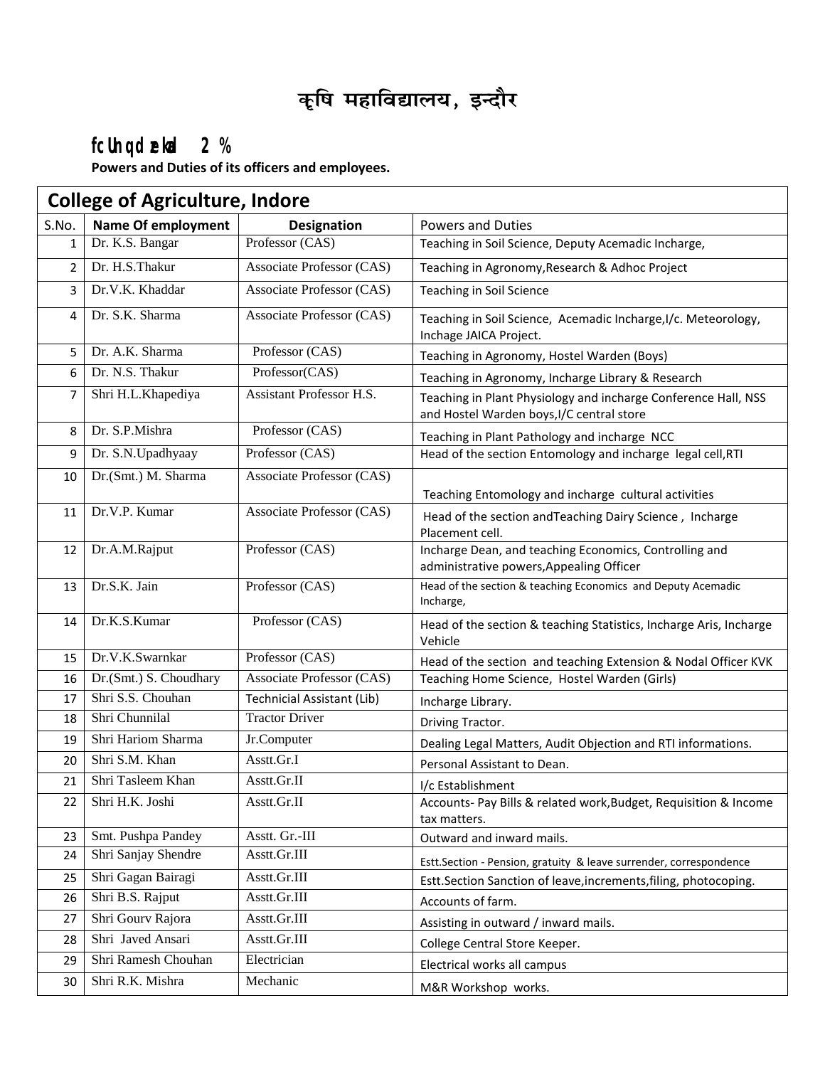# कृषि महाविद्यालय, इन्दौर

## fcUnq dzekad 2 %

**Powers and Duties of its officers and employees.**

| College of Agriculture, Indore | | | |
|---|---|---|---|
| **S.No.** | **Name Of employment** | **Designation** | **Powers and Duties** |
| 1 | Dr. K.S. Bangar | Professor (CAS) | Teaching in Soil Science, Deputy Acemadic Incharge, |
| 2 | Dr. H.S.Thakur | Associate Professor (CAS) | Teaching in Agronomy,Research & Adhoc Project |
| 3 | Dr.V.K. Khaddar | Associate Professor (CAS) | Teaching in Soil Science |
| 4 | Dr. S.K. Sharma | Associate Professor (CAS) | Teaching in Soil Science, Acemadic Incharge,I/c. Meteorology, Inchage JAICA Project. |
| 5 | Dr. A.K. Sharma | Professor (CAS) | Teaching in Agronomy, Hostel Warden (Boys) |
| 6 | Dr. N.S. Thakur | Professor(CAS) | Teaching in Agronomy, Incharge Library & Research |
| 7 | Shri H.L.Khapediya | Assistant Professor H.S. | Teaching in Plant Physiology and incharge Conference Hall, NSS and Hostel Warden boys,I/C central store |
| 8 | Dr. S.P.Mishra | Professor (CAS) | Teaching in Plant Pathology and incharge NCC |
| 9 | Dr. S.N.Upadhyaay | Professor (CAS) | Head of the section Entomology and incharge legal cell,RTI |
| 10 | Dr.(Smt.) M. Sharma | Associate Professor (CAS) | Teaching Entomology and incharge cultural activities |
| 11 | Dr.V.P. Kumar | Associate Professor (CAS) | Head of the section andTeaching Dairy Science , Incharge Placement cell. |
| 12 | Dr.A.M.Rajput | Professor (CAS) | Incharge Dean, and teaching Economics, Controlling and administrative powers,Appealing Officer |
| 13 | Dr.S.K. Jain | Professor (CAS) | Head of the section & teaching Economics and Deputy Acemadic Incharge, |
| 14 | Dr.K.S.Kumar | Professor (CAS) | Head of the section & teaching Statistics, Incharge Aris, Incharge Vehicle |
| 15 | Dr.V.K.Swarnkar | Professor (CAS) | Head of the section and teaching Extension & Nodal Officer KVK |
| 16 | Dr.(Smt.) S. Choudhary | Associate Professor (CAS) | Teaching Home Science, Hostel Warden (Girls) |
| 17 | Shri S.S. Chouhan | Technicial Assistant (Lib) | Incharge Library. |
| 18 | Shri Chunnilal | Tractor Driver | Driving Tractor. |
| 19 | Shri Hariom Sharma | Jr.Computer | Dealing Legal Matters, Audit Objection and RTI informations. |
| 20 | Shri S.M. Khan | Asstt.Gr.I | Personal Assistant to Dean. |
| 21 | Shri Tasleem Khan | Asstt.Gr.II | I/c Establishment |
| 22 | Shri H.K. Joshi | Asstt.Gr.II | Accounts- Pay Bills & related work,Budget, Requisition & Income tax matters. |
| 23 | Smt. Pushpa Pandey | Asstt. Gr.-III | Outward and inward mails. |
| 24 | Shri Sanjay Shendre | Asstt.Gr.III | Estt.Section - Pension, gratuity & leave surrender, correspondence |
| 25 | Shri Gagan Bairagi | Asstt.Gr.III | Estt.Section Sanction of leave,increments,filing, photocoping. |
| 26 | Shri B.S. Rajput | Asstt.Gr.III | Accounts of farm. |
| 27 | Shri Gourv Rajora | Asstt.Gr.III | Assisting in outward / inward mails. |
| 28 | Shri Javed Ansari | Asstt.Gr.III | College Central Store Keeper. |
| 29 | Shri Ramesh Chouhan | Electrician | Electrical works all campus |
| 30 | Shri R.K. Mishra | Mechanic | M&R Workshop works. |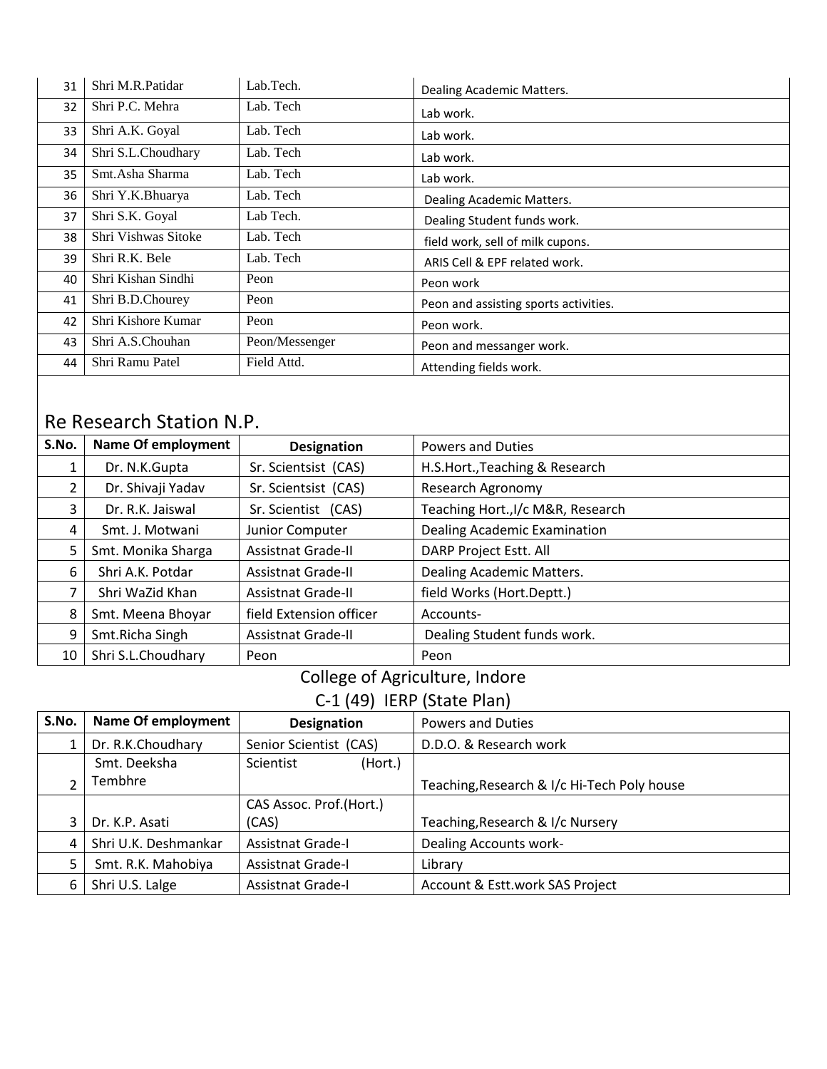| 31 | Shri M.R.Patidar | Lab.Tech. | Dealing Academic Matters. |
|---|---|---|---|
| 32 | Shri P.C. Mehra | Lab. Tech | Lab work. |
| 33 | Shri A.K. Goyal | Lab. Tech | Lab work. |
| 34 | Shri S.L.Choudhary | Lab. Tech | Lab work. |
| 35 | Smt.Asha Sharma | Lab. Tech | Lab work. |
| 36 | Shri Y.K.Bhuarya | Lab. Tech | Dealing Academic Matters. |
| 37 | Shri S.K. Goyal | Lab Tech. | Dealing Student funds work. |
| 38 | Shri Vishwas Sitoke | Lab. Tech | field work, sell of milk cupons. |
| 39 | Shri R.K. Bele | Lab. Tech | ARIS Cell & EPF related work. |
| 40 | Shri Kishan Sindhi | Peon | Peon work |
| 41 | Shri B.D.Chourey | Peon | Peon and assisting sports activities. |
| 42 | Shri Kishore Kumar | Peon | Peon work. |
| 43 | Shri A.S.Chouhan | Peon/Messenger | Peon and messanger work. |
| 44 | Shri Ramu Patel | Field Attd. | Attending fields work. |

## Re Research Station N.P.

| S.No. | Name Of employment | Designation | Powers and Duties |
|---|---|---|---|
| 1 | Dr. N.K.Gupta | Sr. Scientsist (CAS) | H.S.Hort.,Teaching & Research |
| 2 | Dr. Shivaji Yadav | Sr. Scientsist (CAS) | Research Agronomy |
| 3 | Dr. R.K. Jaiswal | Sr. Scientist (CAS) | Teaching Hort.,I/c M&R, Research |
| 4 | Smt. J. Motwani | Junior Computer | Dealing Academic Examination |
| 5 | Smt. Monika Sharga | Assistnat Grade-II | DARP Project Estt. All |
| 6 | Shri A.K. Potdar | Assistnat Grade-II | Dealing Academic Matters. |
| 7 | Shri WaZid Khan | Assistnat Grade-II | field Works (Hort.Deptt.) |
| 8 | Smt. Meena Bhoyar | field Extension officer | Accounts- |
| 9 | Smt.Richa Singh | Assistnat Grade-II | Dealing Student funds work. |
| 10 | Shri S.L.Choudhary | Peon | Peon |

## College of Agriculture, Indore

### C-1 (49) IERP (State Plan)

| S.No. | Name Of employment | Designation | Powers and Duties |
|---|---|---|---|
| 1 | Dr. R.K.Choudhary | Senior Scientist (CAS) | D.D.O. & Research work |
| 2 | Smt. Deeksha Tembhre | Scientist (Hort.) | Teaching,Research & I/c Hi-Tech Poly house |
| 3 | Dr. K.P. Asati | CAS Assoc. Prof.(Hort.) (CAS) | Teaching,Research & I/c Nursery |
| 4 | Shri U.K. Deshmankar | Assistnat Grade-I | Dealing Accounts work- |
| 5 | Smt. R.K. Mahobiya | Assistnat Grade-I | Library |
| 6 | Shri U.S. Lalge | Assistnat Grade-I | Account & Estt.work SAS Project |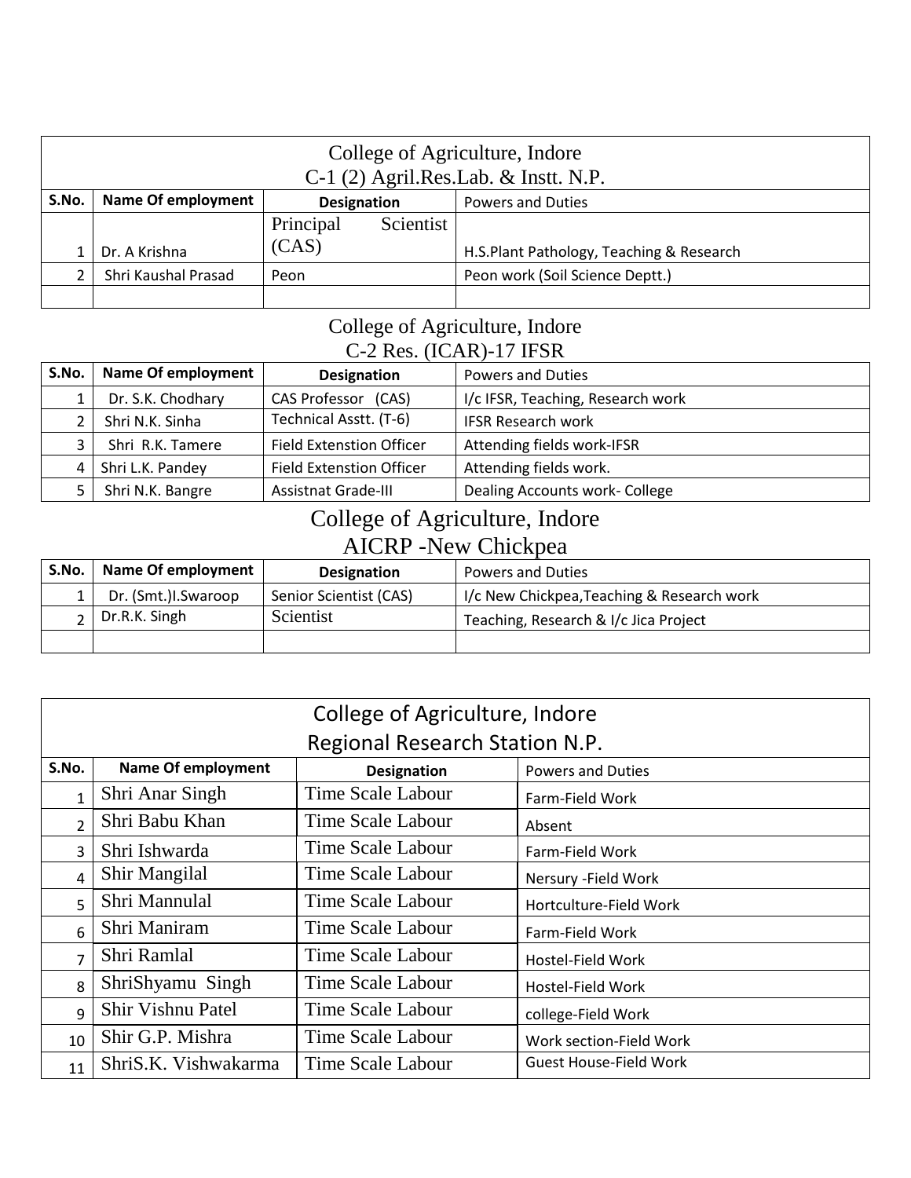| College of Agriculture, Indore<br>C-1 (2) Agril.Res.Lab. & Instt. N.P. | | | |
|---|---|---|---|
| **S.No.** | **Name Of employment** | **Designation** | Powers and Duties |
| 1 | Dr. A Krishna | Principal Scientist (CAS) | H.S.Plant Pathology, Teaching & Research |
| 2 | Shri Kaushal Prasad | Peon | Peon work (Soil Science Deptt.) |
| | | | |

| College of Agriculture, Indore<br>C-2 Res. (ICAR)-17 IFSR | | | |
|---|---|---|---|
| **S.No.** | **Name Of employment** | **Designation** | Powers and Duties |
| 1 | Dr. S.K. Chodhary | CAS Professor (CAS) | I/c IFSR, Teaching, Research work |
| 2 | Shri N.K. Sinha | Technical Asstt. (T-6) | IFSR Research work |
| 3 | Shri R.K. Tamere | Field Extenstion Officer | Attending fields work-IFSR |
| 4 | Shri L.K. Pandey | Field Extenstion Officer | Attending fields work. |
| 5 | Shri N.K. Bangre | Assistnat Grade-III | Dealing Accounts work- College |

| College of Agriculture, Indore<br>AICRP -New Chickpea | | | |
|---|---|---|---|
| **S.No.** | **Name Of employment** | **Designation** | Powers and Duties |
| 1 | Dr. (Smt.)I.Swaroop | Senior Scientist (CAS) | I/c New Chickpea,Teaching & Research work |
| 2 | Dr.R.K. Singh | Scientist | Teaching, Research & I/c Jica Project |
| | | | |

| College of Agriculture, Indore<br>Regional Research Station N.P. | | | |
|---|---|---|---|
| **S.No.** | **Name Of employment** | **Designation** | Powers and Duties |
| 1 | Shri Anar Singh | Time Scale Labour | Farm-Field Work |
| 2 | Shri Babu Khan | Time Scale Labour | Absent |
| 3 | Shri Ishwarda | Time Scale Labour | Farm-Field Work |
| 4 | Shir Mangilal | Time Scale Labour | Nersury -Field Work |
| 5 | Shri Mannulal | Time Scale Labour | Hortculture-Field Work |
| 6 | Shri Maniram | Time Scale Labour | Farm-Field Work |
| 7 | Shri Ramlal | Time Scale Labour | Hostel-Field Work |
| 8 | ShriShyamu Singh | Time Scale Labour | Hostel-Field Work |
| 9 | Shir Vishnu Patel | Time Scale Labour | college-Field Work |
| 10 | Shir G.P. Mishra | Time Scale Labour | Work section-Field Work |
| 11 | ShriS.K. Vishwakarma | Time Scale Labour | Guest House-Field Work |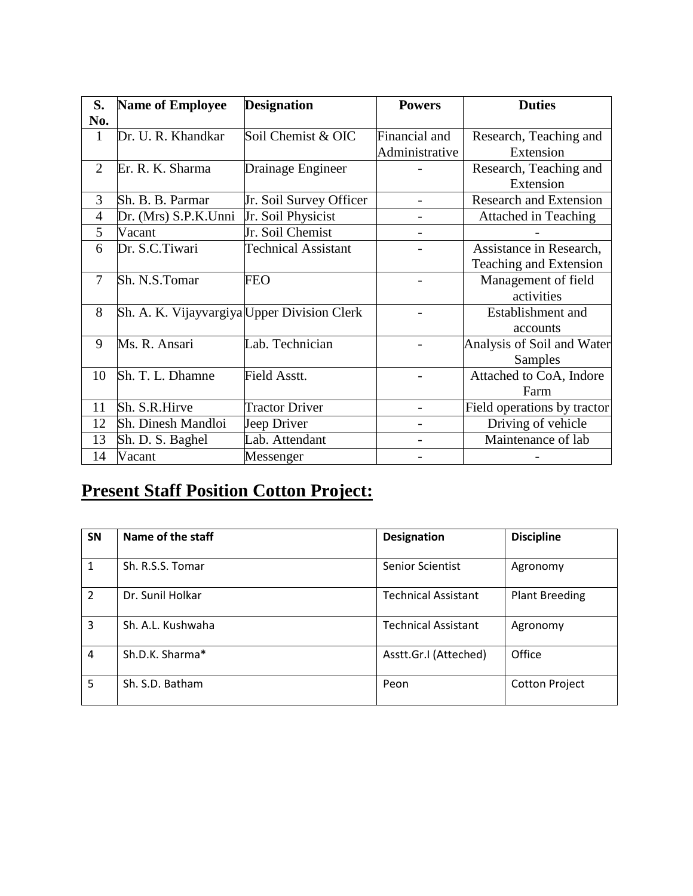| S. No. | Name of Employee | Designation | Powers | Duties |
|---|---|---|---|---|
| 1 | Dr. U. R. Khandkar | Soil Chemist & OIC | Financial and Administrative | Research, Teaching and Extension |
| 2 | Er. R. K. Sharma | Drainage Engineer | - | Research, Teaching and Extension |
| 3 | Sh. B. B. Parmar | Jr. Soil Survey Officer | - | Research and Extension |
| 4 | Dr. (Mrs) S.P.K.Unni | Jr. Soil Physicist | - | Attached in Teaching |
| 5 | Vacant | Jr. Soil Chemist | - | - |
| 6 | Dr. S.C.Tiwari | Technical Assistant | - | Assistance in Research, Teaching and Extension |
| 7 | Sh. N.S.Tomar | FEO | - | Management of field activities |
| 8 | Sh. A. K. Vijayvargiya | Upper Division Clerk | - | Establishment and accounts |
| 9 | Ms. R. Ansari | Lab. Technician | - | Analysis of Soil and Water Samples |
| 10 | Sh. T. L. Dhamne | Field Asstt. | - | Attached to CoA, Indore Farm |
| 11 | Sh. S.R.Hirve | Tractor Driver | - | Field operations by tractor |
| 12 | Sh. Dinesh Mandloi | Jeep Driver | - | Driving of vehicle |
| 13 | Sh. D. S. Baghel | Lab. Attendant | - | Maintenance of lab |
| 14 | Vacant | Messenger | - | - |

## Present Staff Position Cotton Project:

| SN | Name of the staff | Designation | Discipline |
|---|---|---|---|
| 1 | Sh. R.S.S. Tomar | Senior Scientist | Agronomy |
| 2 | Dr. Sunil Holkar | Technical Assistant | Plant Breeding |
| 3 | Sh. A.L. Kushwaha | Technical Assistant | Agronomy |
| 4 | Sh.D.K. Sharma* | Asstt.Gr.I (Atteched) | Office |
| 5 | Sh. S.D. Batham | Peon | Cotton Project |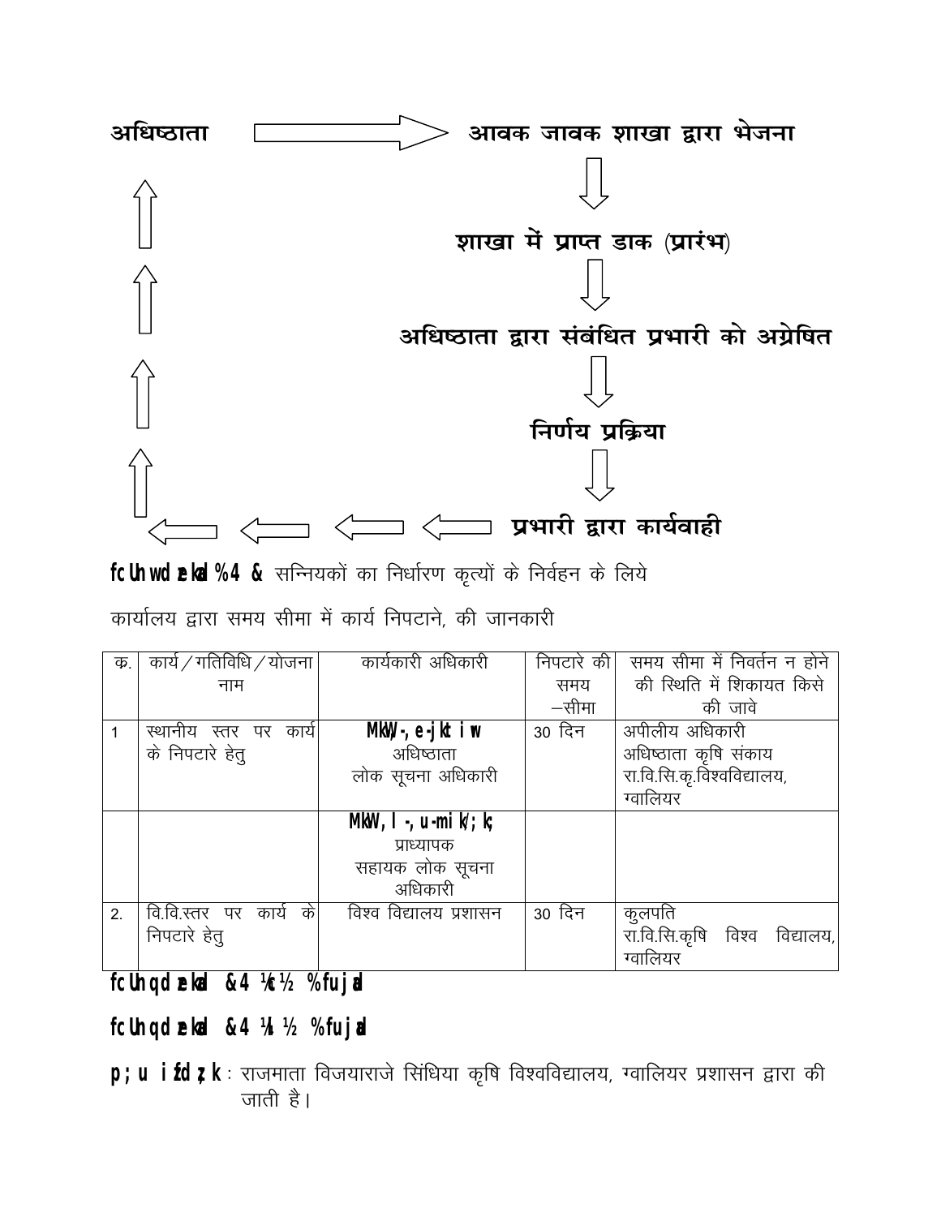अधिष्ठाता → आवक जावक शाखा द्वारा भेजना

↓

शाखा में प्राप्त डाक (प्रारंभ)

↓

अधिष्ठाता द्वारा संबंधित प्रभारी को अग्रेषित

↓

निर्णय प्रक्रिया

↓

प्रभारी द्वारा कार्यवाही → अधिष्ठाता

**fcUnw dzekad %4 &** सन्नियकों का निर्धारण कृत्यों के निर्वहन के लिये

कार्यालय द्वारा समय सीमा में कार्य निपटाने, की जानकारी

| क्र. | कार्य / गतिविधि / योजना नाम | कार्यकारी अधिकारी | निपटारे की समय –सीमा | समय सीमा में निवर्तन न होने की स्थिति में शिकायत किसे की जावे |
|---|---|---|---|---|
| 1 | स्थानीय स्तर पर कार्य के निपटारे हेतु | **MkW-,e-jkt iwr**<br>अधिष्ठाता<br>लोक सूचना अधिकारी | 30 दिन | अपीलीय अधिकारी<br>अधिष्ठाता कृषि संकाय<br>रा.वि.सि.कृ.विश्वविद्यालय, ग्वालियर |
| | | **MkW-,l-,u-mik/;k;**<br>प्राध्यापक<br>सहायक लोक सूचना अधिकारी | | |
| 2. | वि.वि.स्तर पर कार्य के निपटारे हेतु | विश्व विद्यालय प्रशासन | 30 दिन | कुलपति<br>रा.वि.सि.कृषि विश्व विद्यालय, ग्वालियर |

**fcUnq dzekad &4 ¼c½ %fujad**

**fcUnq dzekad &4 ¼l½ %fujad**

**p;u izfdz;k :** राजमाता विजयाराजे सिंधिया कृषि विश्वविद्यालय, ग्वालियर प्रशासन द्वारा की जाती है।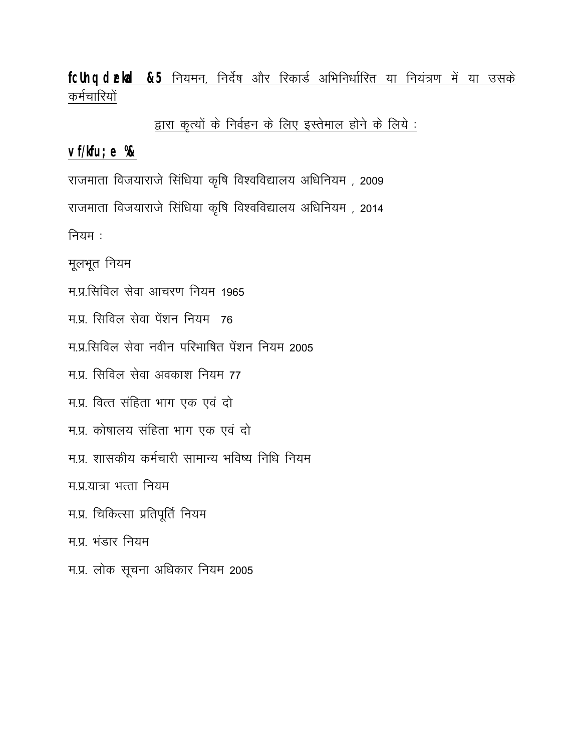**fcUnq dzekad &5** नियमन, निर्देष और रिकार्ड अभिनिर्धारित या नियंत्रण में या उसके कर्मचारियों

द्वारा कृत्यों के निर्वहन के लिए इस्तेमाल होने के लिये :

**v f/kfu; e %&**

राजमाता विजयाराजे सिंधिया कृषि विश्वविद्यालय अधिनियम , 2009

राजमाता विजयाराजे सिंधिया कृषि विश्वविद्यालय अधिनियम , 2014

नियम :

मूलभूत नियम

म.प्र.सिविल सेवा आचरण नियम 1965

म.प्र. सिविल सेवा पेंशन नियम 76

म.प्र.सिविल सेवा नवीन परिभाषित पेंशन नियम 2005

म.प्र. सिविल सेवा अवकाश नियम 77

म.प्र. वित्त संहिता भाग एक एवं दो

म.प्र. कोषालय संहिता भाग एक एवं दो

म.प्र. शासकीय कर्मचारी सामान्य भविष्य निधि नियम

म.प्र.यात्रा भत्ता नियम

म.प्र. चिकित्सा प्रतिपूर्ति नियम

म.प्र. भंडार नियम

म.प्र. लोक सूचना अधिकार नियम 2005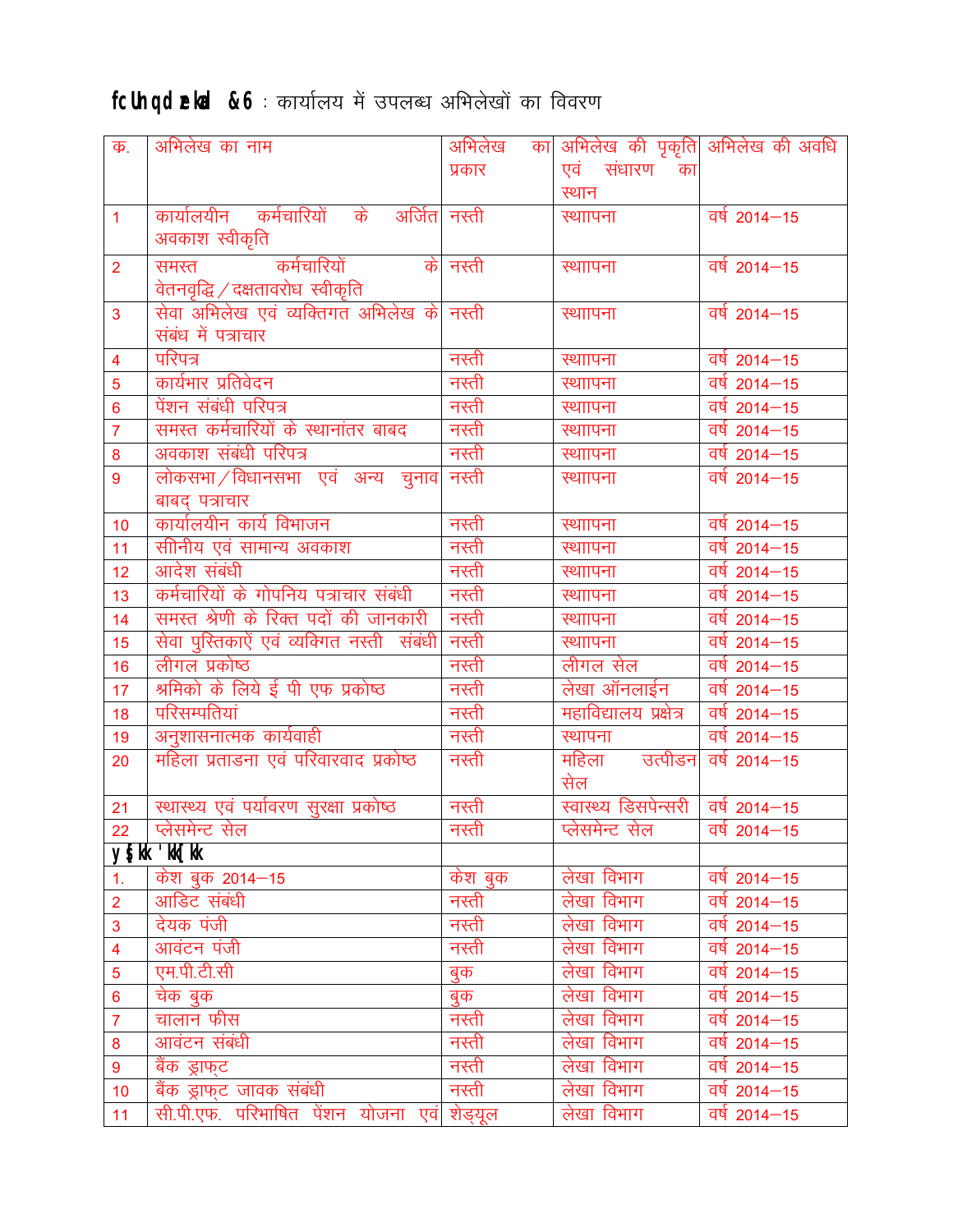**बिन्दु क्रमांक -6** : कार्यालय में उपलब्ध अभिलेखों का विवरण

| क. | अभिलेख का नाम | अभिलेख का प्रकार | अभिलेख की पृकृति एवं संधारण का स्थान | अभिलेख की अवधि |
|---|---|---|---|---|
| 1 | कार्यालयीन कर्मचारियों के अर्जित अवकाश स्वीकृति | नस्ती | स्थापना | वर्ष 2014–15 |
| 2 | समस्त कर्मचारियों के वेतनवृद्धि/दक्षतावरोध स्वीकृति | नस्ती | स्थापना | वर्ष 2014–15 |
| 3 | सेवा अभिलेख एवं व्यक्तिगत अभिलेख के संबंध में पत्राचार | नस्ती | स्थापना | वर्ष 2014–15 |
| 4 | परिपत्र | नस्ती | स्थापना | वर्ष 2014–15 |
| 5 | कार्यभार प्रतिवेदन | नस्ती | स्थापना | वर्ष 2014–15 |
| 6 | पेंशन संबंधी परिपत्र | नस्ती | स्थापना | वर्ष 2014–15 |
| 7 | समस्त कर्मचारियों के स्थानांतर बाबद | नस्ती | स्थापना | वर्ष 2014–15 |
| 8 | अवकाश संबंधी परिपत्र | नस्ती | स्थापना | वर्ष 2014–15 |
| 9 | लोकसभा/विधानसभा एवं अन्य चुनाव बाबद् पत्राचार | नस्ती | स्थापना | वर्ष 2014–15 |
| 10 | कार्यालयीन कार्य विभाजन | नस्ती | स्थापना | वर्ष 2014–15 |
| 11 | सीनीय एवं सामान्य अवकाश | नस्ती | स्थापना | वर्ष 2014–15 |
| 12 | आदेश संबंधी | नस्ती | स्थापना | वर्ष 2014–15 |
| 13 | कर्मचारियों के गोपनिय पत्राचार संबंधी | नस्ती | स्थापना | वर्ष 2014–15 |
| 14 | समस्त श्रेणी के रिक्त पदों की जानकारी | नस्ती | स्थापना | वर्ष 2014–15 |
| 15 | सेवा पुस्तिकाऐं एवं व्यक्गित नस्ती संबंधी | नस्ती | स्थापना | वर्ष 2014–15 |
| 16 | लीगल प्रकोष्ठ | नस्ती | लीगल सेल | वर्ष 2014–15 |
| 17 | श्रमिको के लिये ई पी एफ प्रकोष्ठ | नस्ती | लेखा ऑनलाईन | वर्ष 2014–15 |
| 18 | परिसम्पतियां | नस्ती | महाविद्यालय प्रक्षेत्र | वर्ष 2014–15 |
| 19 | अनुशासनात्मक कार्यवाही | नस्ती | स्थापना | वर्ष 2014–15 |
| 20 | महिला प्रताडना एवं परिवारवाद प्रकोष्ठ | नस्ती | महिला उत्पीडन सेल | वर्ष 2014–15 |
| 21 | स्थास्थ्य एवं पर्यावरण सुरक्षा प्रकोष्ठ | नस्ती | स्वास्थ्य डिसपेन्सरी | वर्ष 2014–15 |
| 22 | प्लेसमेन्ट सेल | नस्ती | प्लेसमेन्ट सेल | वर्ष 2014–15 |
| **लेखा शाखा** | | | | |
| 1. | केश बुक 2014–15 | केश बुक | लेखा विभाग | वर्ष 2014–15 |
| 2 | आडिट संबंधी | नस्ती | लेखा विभाग | वर्ष 2014–15 |
| 3 | देयक पंजी | नस्ती | लेखा विभाग | वर्ष 2014–15 |
| 4 | आवंटन पंजी | नस्ती | लेखा विभाग | वर्ष 2014–15 |
| 5 | एम.पी.टी.सी | बुक | लेखा विभाग | वर्ष 2014–15 |
| 6 | चेक बुक | बुक | लेखा विभाग | वर्ष 2014–15 |
| 7 | चालान फीस | नस्ती | लेखा विभाग | वर्ष 2014–15 |
| 8 | आवंटन संबंधी | नस्ती | लेखा विभाग | वर्ष 2014–15 |
| 9 | बैंक ड्राफ्ट | नस्ती | लेखा विभाग | वर्ष 2014–15 |
| 10 | बैंक ड्राफ्ट जावक संबंधी | नस्ती | लेखा विभाग | वर्ष 2014–15 |
| 11 | सी.पी.एफ. परिभाषित पेंशन योजना एवं | शेड्यूल | लेखा विभाग | वर्ष 2014–15 |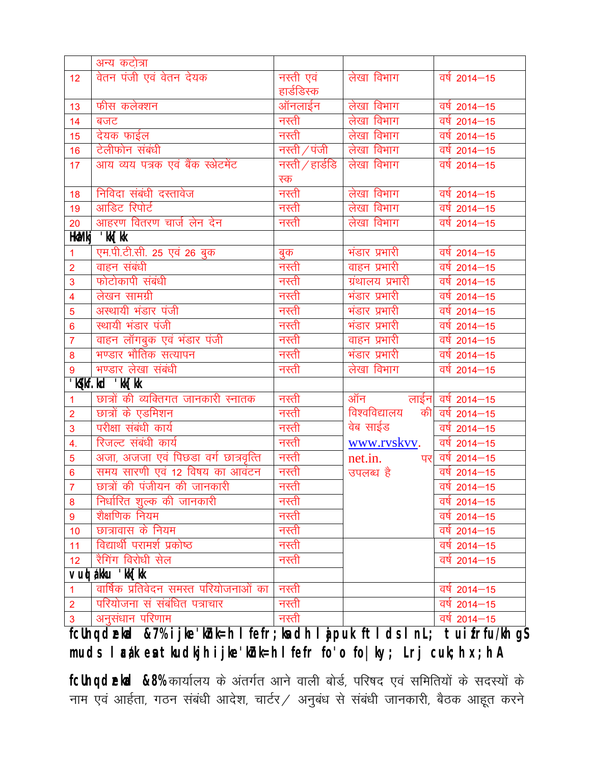|  | अन्य कटोत्रा |  |  |  |
|---|---|---|---|---|
| 12 | वेतन पंजी एवं वेतन देयक | नस्ती एवं हार्डडिस्क | लेखा विभाग | वर्ष 2014–15 |
| 13 | फीस कलेक्शन | ऑनलाईन | लेखा विभाग | वर्ष 2014–15 |
| 14 | बजट | नस्ती | लेखा विभाग | वर्ष 2014–15 |
| 15 | देयक फाईल | नस्ती | लेखा विभाग | वर्ष 2014–15 |
| 16 | टेलीफोन संबंधी | नस्ती/पंजी | लेखा विभाग | वर्ष 2014–15 |
| 17 | आय व्यय पत्रक एवं बैंक स्र्टेटमेंट | नस्ती/हार्डडिस्क | लेखा विभाग | वर्ष 2014–15 |
| 18 | निविदा संबंधी दस्तावेज | नस्ती | लेखा विभाग | वर्ष 2014–15 |
| 19 | आडिट रिपोर्ट | नस्ती | लेखा विभाग | वर्ष 2014–15 |
| 20 | आहरण वितरण चार्ज लेन देन | नस्ती | लेखा विभाग | वर्ष 2014–15 |
| **HkaMkj 'kk[kk** |  |  |  |  |
| 1 | एम.पी.टी.सी. 25 एवं 26 बुक | बुक | भंडार प्रभारी | वर्ष 2014–15 |
| 2 | वाहन संबंधी | नस्ती | वाहन प्रभारी | वर्ष 2014–15 |
| 3 | फोटोकापी संबंधी | नस्ती | ग्रंथालय प्रभारी | वर्ष 2014–15 |
| 4 | लेखन सामग्री | नस्ती | भंडार प्रभारी | वर्ष 2014–15 |
| 5 | अस्थायी भंडार पंजी | नस्ती | भंडार प्रभारी | वर्ष 2014–15 |
| 6 | स्थायी भंडार पंजी | नस्ती | भंडार प्रभारी | वर्ष 2014–15 |
| 7 | वाहन लॉगबुक एवं भंडार पंजी | नस्ती | वाहन प्रभारी | वर्ष 2014–15 |
| 8 | भण्डार भौतिक सत्यापन | नस्ती | भंडार प्रभारी | वर्ष 2014–15 |
| 9 | भण्डार लेखा संबंधी | नस्ती | लेखा विभाग | वर्ष 2014–15 |
| **'kS{kf.kd 'kk[kk** |  |  |  |  |
| 1 | छात्रों की व्यक्तिगत जानकारी स्नातक | नस्ती | ऑन लाईन विश्वविद्यालय की वेब साईड www.rvskvv.net.in. पर उपलब्ध है | वर्ष 2014–15 |
| 2 | छात्रों के एडमिशन | नस्ती |  | वर्ष 2014–15 |
| 3 | परीक्षा संबंधी कार्य | नस्ती |  | वर्ष 2014–15 |
| 4. | रिजल्ट संबंधी कार्य | नस्ती |  | वर्ष 2014–15 |
| 5 | अजा, अजजा एवं पिछडा वर्ग छात्रवृत्ति | नस्ती |  | वर्ष 2014–15 |
| 6 | समय सारणी एवं 12 विषय का आवंटन | नस्ती |  | वर्ष 2014–15 |
| 7 | छात्रों की पंजीयन की जानकारी | नस्ती |  | वर्ष 2014–15 |
| 8 | निर्धारित शुल्क की जानकारी | नस्ती |  | वर्ष 2014–15 |
| 9 | शैक्षणिक नियम | नस्ती |  | वर्ष 2014–15 |
| 10 | छात्रावास के नियम | नस्ती |  | वर्ष 2014–15 |
| 11 | विद्यार्थी परामर्श प्रकोष्ठ | नस्ती |  | वर्ष 2014–15 |
| 12 | रैगिंग विरोधी सेल | नस्ती |  | वर्ष 2014–15 |
| **vuqla/kku 'kk[kk** |  |  |  |  |
| 1 | वार्षिक प्रतिवेदन समस्त परियोजनाओं का | नस्ती |  | वर्ष 2014–15 |
| 2 | परियोजना सं संबंधित पत्राचार | नस्ती |  | वर्ष 2014–15 |
| 3 | अनुसंधान परिणाम | नस्ती |  | वर्ष 2014–15 |

**fcUnq dzekad &7% ijke'kZ=h lfefr;ksa dh lapuk ftl ds lnL; tui zfrfu/kh gS muds lac/k esa tkudkjh ijke'kZ=h lfefr fo'o fo|ky; Lrj cuk;h x;h A**

**fcUnq dzekad &8%** कार्यालय के अंतर्गत आने वाली बोर्ड, परिषद एवं समितियों के सदस्यों के नाम एवं आर्हता, गठन संबंधी आदेश, चार्टर/ अनुबंध से संबंधी जानकारी, बैठक आहूत करने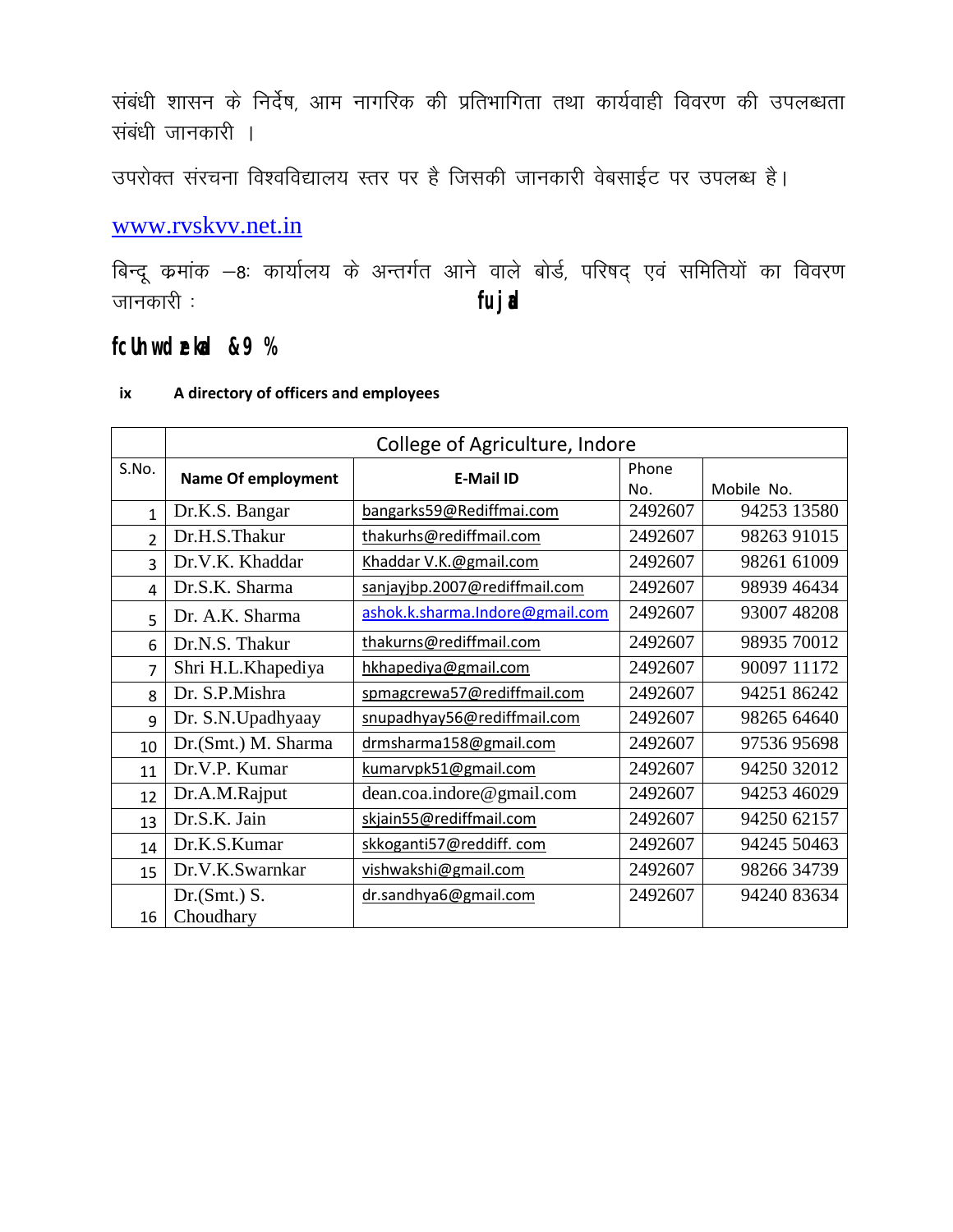संबंधी शासन के निर्देष, आम नागरिक की प्रतिभागिता तथा कार्यवाही विवरण की उपलब्धता संबंधी जानकारी ।

उपरोक्त संरचना विश्वविद्यालय स्तर पर है जिसकी जानकारी वेबसाईट पर उपलब्ध है।

www.rvskvv.net.in

बिन्दू क्रमांक –8ः कार्यालय के अन्तर्गत आने वाले बोर्ड, परिषद् एवं समितियों का विवरण जानकारी : **fujad**

**fcUnw dzekad &9 %**

**ix A directory of officers and employees**

| | College of Agriculture, Indore | | | |
|---|---|---|---|---|
| S.No. | **Name Of employment** | **E-Mail ID** | Phone No. | Mobile No. |
| 1 | Dr.K.S. Bangar | bangarks59@Rediffmai.com | 2492607 | 94253 13580 |
| 2 | Dr.H.S.Thakur | thakurhs@rediffmail.com | 2492607 | 98263 91015 |
| 3 | Dr.V.K. Khaddar | Khaddar V.K.@gmail.com | 2492607 | 98261 61009 |
| 4 | Dr.S.K. Sharma | sanjayjbp.2007@rediffmail.com | 2492607 | 98939 46434 |
| 5 | Dr. A.K. Sharma | ashok.k.sharma.Indore@gmail.com | 2492607 | 93007 48208 |
| 6 | Dr.N.S. Thakur | thakurns@rediffmail.com | 2492607 | 98935 70012 |
| 7 | Shri H.L.Khapediya | hkhapediya@gmail.com | 2492607 | 90097 11172 |
| 8 | Dr. S.P.Mishra | spmagcrewa57@rediffmail.com | 2492607 | 94251 86242 |
| 9 | Dr. S.N.Upadhyaay | snupadhyay56@rediffmail.com | 2492607 | 98265 64640 |
| 10 | Dr.(Smt.) M. Sharma | drmsharma158@gmail.com | 2492607 | 97536 95698 |
| 11 | Dr.V.P. Kumar | kumarvpk51@gmail.com | 2492607 | 94250 32012 |
| 12 | Dr.A.M.Rajput | dean.coa.indore@gmail.com | 2492607 | 94253 46029 |
| 13 | Dr.S.K. Jain | skjain55@rediffmail.com | 2492607 | 94250 62157 |
| 14 | Dr.K.S.Kumar | skkoganti57@reddiff. com | 2492607 | 94245 50463 |
| 15 | Dr.V.K.Swarnkar | vishwakshi@gmail.com | 2492607 | 98266 34739 |
| 16 | Dr.(Smt.) S. Choudhary | dr.sandhya6@gmail.com | 2492607 | 94240 83634 |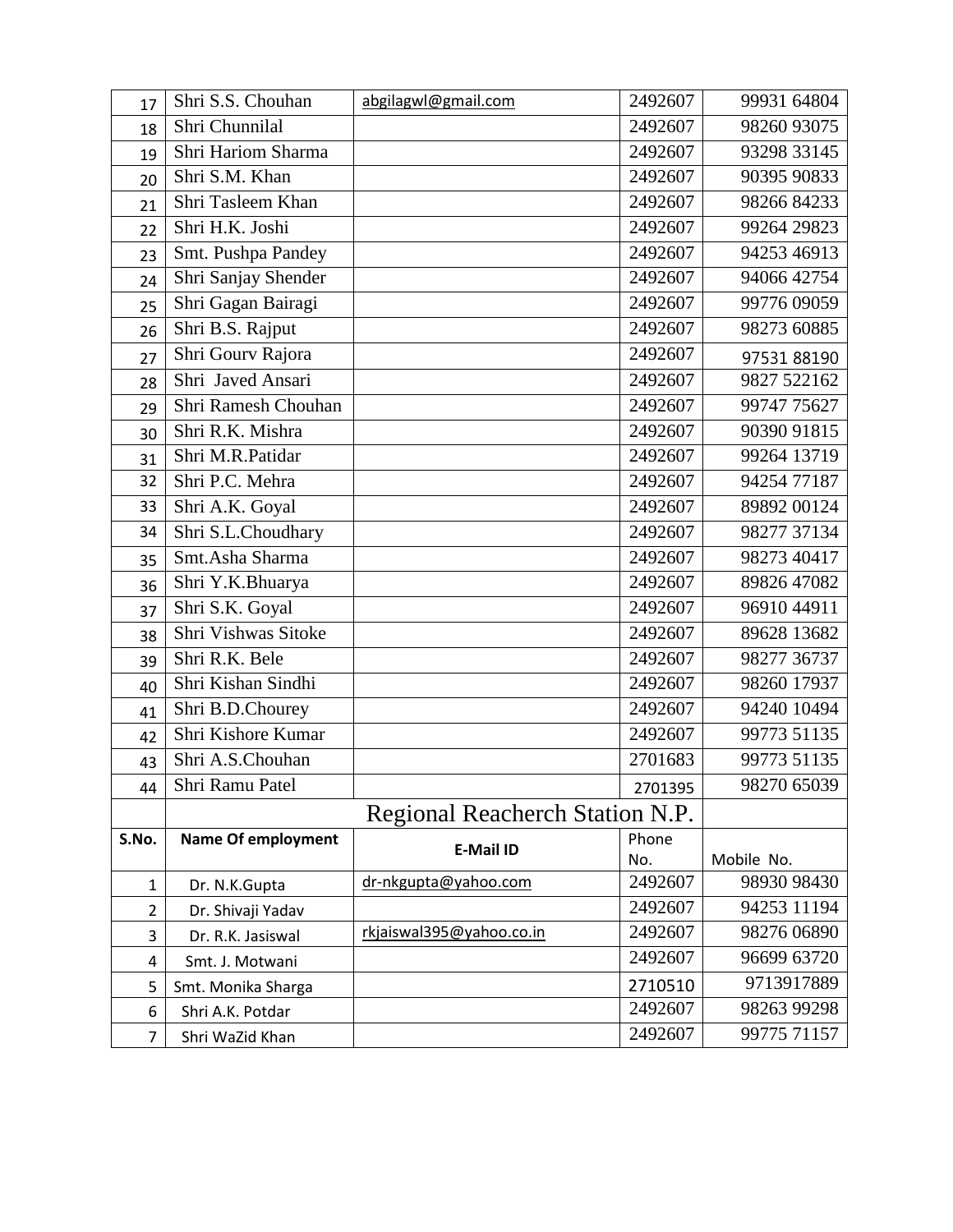| 17 | Shri S.S. Chouhan | abgilagwl@gmail.com | 2492607 | 99931 64804 |
|---|---|---|---|---|
| 18 | Shri Chunnilal | | 2492607 | 98260 93075 |
| 19 | Shri Hariom Sharma | | 2492607 | 93298 33145 |
| 20 | Shri S.M. Khan | | 2492607 | 90395 90833 |
| 21 | Shri Tasleem Khan | | 2492607 | 98266 84233 |
| 22 | Shri H.K. Joshi | | 2492607 | 99264 29823 |
| 23 | Smt. Pushpa Pandey | | 2492607 | 94253 46913 |
| 24 | Shri Sanjay Shender | | 2492607 | 94066 42754 |
| 25 | Shri Gagan Bairagi | | 2492607 | 99776 09059 |
| 26 | Shri B.S. Rajput | | 2492607 | 98273 60885 |
| 27 | Shri Gourv Rajora | | 2492607 | 97531 88190 |
| 28 | Shri Javed Ansari | | 2492607 | 9827 522162 |
| 29 | Shri Ramesh Chouhan | | 2492607 | 99747 75627 |
| 30 | Shri R.K. Mishra | | 2492607 | 90390 91815 |
| 31 | Shri M.R.Patidar | | 2492607 | 99264 13719 |
| 32 | Shri P.C. Mehra | | 2492607 | 94254 77187 |
| 33 | Shri A.K. Goyal | | 2492607 | 89892 00124 |
| 34 | Shri S.L.Choudhary | | 2492607 | 98277 37134 |
| 35 | Smt.Asha Sharma | | 2492607 | 98273 40417 |
| 36 | Shri Y.K.Bhuarya | | 2492607 | 89826 47082 |
| 37 | Shri S.K. Goyal | | 2492607 | 96910 44911 |
| 38 | Shri Vishwas Sitoke | | 2492607 | 89628 13682 |
| 39 | Shri R.K. Bele | | 2492607 | 98277 36737 |
| 40 | Shri Kishan Sindhi | | 2492607 | 98260 17937 |
| 41 | Shri B.D.Chourey | | 2492607 | 94240 10494 |
| 42 | Shri Kishore Kumar | | 2492607 | 99773 51135 |
| 43 | Shri A.S.Chouhan | | 2701683 | 99773 51135 |
| 44 | Shri Ramu Patel | | 2701395 | 98270 65039 |
| | Regional Reacherch Station N.P. | | | |
| **S.No.** | **Name Of employment** | **E-Mail ID** | Phone No. | Mobile No. |
| 1 | Dr. N.K.Gupta | dr-nkgupta@yahoo.com | 2492607 | 98930 98430 |
| 2 | Dr. Shivaji Yadav | | 2492607 | 94253 11194 |
| 3 | Dr. R.K. Jasiswal | rkjaiswal395@yahoo.co.in | 2492607 | 98276 06890 |
| 4 | Smt. J. Motwani | | 2492607 | 96699 63720 |
| 5 | Smt. Monika Sharga | | 2710510 | 9713917889 |
| 6 | Shri A.K. Potdar | | 2492607 | 98263 99298 |
| 7 | Shri WaZid Khan | | 2492607 | 99775 71157 |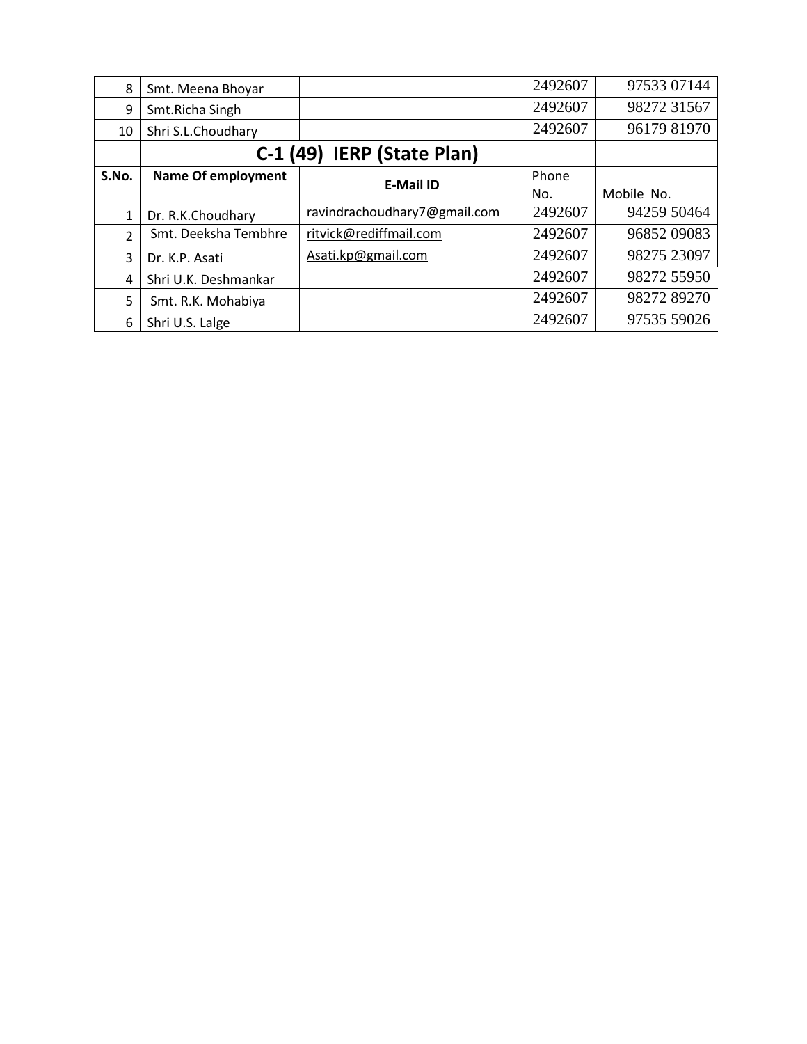| 8 | Smt. Meena Bhoyar | | 2492607 | 97533 07144 |
|---|---|---|---|---|
| 9 | Smt.Richa Singh | | 2492607 | 98272 31567 |
| 10 | Shri S.L.Choudhary | | 2492607 | 96179 81970 |
| | **C-1 (49) IERP (State Plan)** | | | |
| **S.No.** | **Name Of employment** | **E-Mail ID** | Phone No. | Mobile No. |
| 1 | Dr. R.K.Choudhary | ravindrachoudhary7@gmail.com | 2492607 | 94259 50464 |
| 2 | Smt. Deeksha Tembhre | ritvick@rediffmail.com | 2492607 | 96852 09083 |
| 3 | Dr. K.P. Asati | Asati.kp@gmail.com | 2492607 | 98275 23097 |
| 4 | Shri U.K. Deshmankar | | 2492607 | 98272 55950 |
| 5 | Smt. R.K. Mohabiya | | 2492607 | 98272 89270 |
| 6 | Shri U.S. Lalge | | 2492607 | 97535 59026 |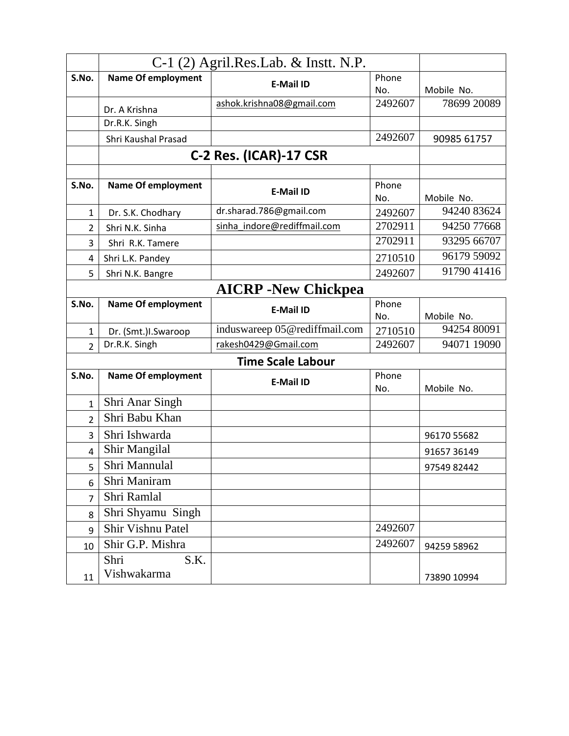| | C-1 (2) Agril.Res.Lab. & Instt. N.P. | | | |
|---|---|---|---|---|
| **S.No.** | **Name Of employment** | **E-Mail ID** | Phone No. | Mobile No. |
| | Dr. A Krishna | ashok.krishna08@gmail.com | 2492607 | 78699 20089 |
| | Dr.R.K. Singh | | | |
| | Shri Kaushal Prasad | | 2492607 | 90985 61757 |

| | **C-2 Res. (ICAR)-17 CSR** | | | |
|---|---|---|---|---|
| | | | | |
| **S.No.** | **Name Of employment** | **E-Mail ID** | Phone No. | Mobile No. |
| 1 | Dr. S.K. Chodhary | dr.sharad.786@gmail.com | 2492607 | 94240 83624 |
| 2 | Shri N.K. Sinha | sinha_indore@rediffmail.com | 2702911 | 94250 77668 |
| 3 | Shri R.K. Tamere | | 2702911 | 93295 66707 |
| 4 | Shri L.K. Pandey | | 2710510 | 96179 59092 |
| 5 | Shri N.K. Bangre | | 2492607 | 91790 41416 |

**AICRP -New Chickpea**

| **S.No.** | **Name Of employment** | **E-Mail ID** | Phone No. | Mobile No. |
|---|---|---|---|---|
| 1 | Dr. (Smt.)I.Swaroop | induswareep 05@rediffmail.com | 2710510 | 94254 80091 |
| 2 | Dr.R.K. Singh | rakesh0429@Gmail.com | 2492607 | 94071 19090 |

**Time Scale Labour**

| **S.No.** | **Name Of employment** | **E-Mail ID** | Phone No. | Mobile No. |
|---|---|---|---|---|
| 1 | Shri Anar Singh | | | |
| 2 | Shri Babu Khan | | | |
| 3 | Shri Ishwarda | | | 96170 55682 |
| 4 | Shir Mangilal | | | 91657 36149 |
| 5 | Shri Mannulal | | | 97549 82442 |
| 6 | Shri Maniram | | | |
| 7 | Shri Ramlal | | | |
| 8 | Shri Shyamu Singh | | | |
| 9 | Shir Vishnu Patel | | 2492607 | |
| 10 | Shir G.P. Mishra | | 2492607 | 94259 58962 |
| 11 | Shri S.K. Vishwakarma | | | 73890 10994 |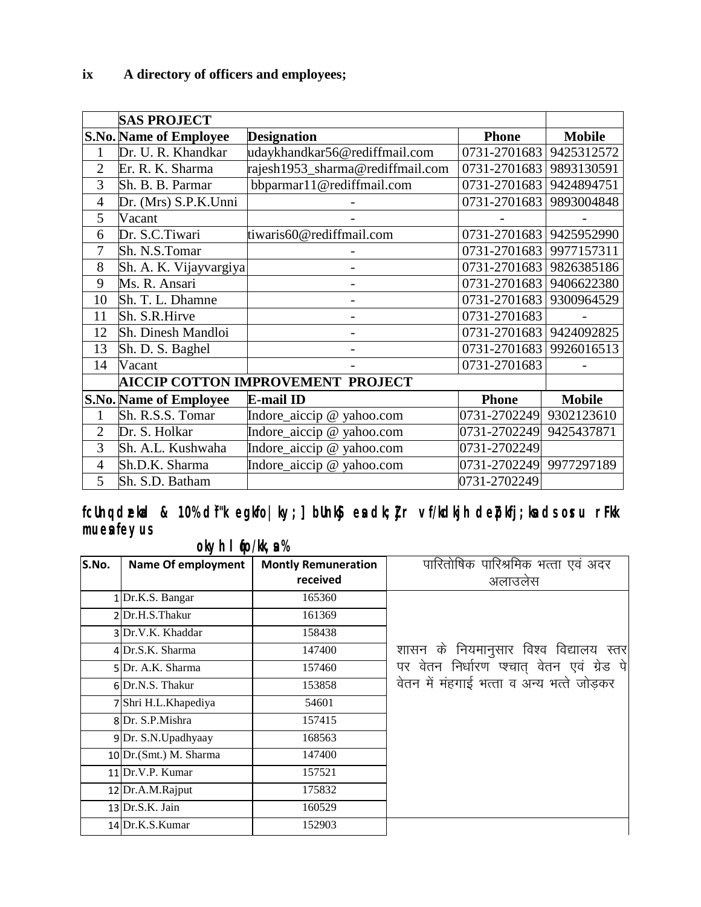**ix A directory of officers and employees;**

| | **SAS PROJECT** | | | |
|---|---|---|---|---|
| **S.No.** | **Name of Employee** | **Designation** | **Phone** | **Mobile** |
| 1 | Dr. U. R. Khandkar | udaykhandkar56@rediffmail.com | 0731-2701683 | 9425312572 |
| 2 | Er. R. K. Sharma | rajesh1953_sharma@rediffmail.com | 0731-2701683 | 9893130591 |
| 3 | Sh. B. B. Parmar | bbparmar11@rediffmail.com | 0731-2701683 | 9424894751 |
| 4 | Dr. (Mrs) S.P.K.Unni | - | 0731-2701683 | 9893004848 |
| 5 | Vacant | - | - | - |
| 6 | Dr. S.C.Tiwari | tiwaris60@rediffmail.com | 0731-2701683 | 9425952990 |
| 7 | Sh. N.S.Tomar | - | 0731-2701683 | 9977157311 |
| 8 | Sh. A. K. Vijayvargiya | - | 0731-2701683 | 9826385186 |
| 9 | Ms. R. Ansari | - | 0731-2701683 | 9406622380 |
| 10 | Sh. T. L. Dhamne | - | 0731-2701683 | 9300964529 |
| 11 | Sh. S.R.Hirve | - | 0731-2701683 | - |
| 12 | Sh. Dinesh Mandloi | - | 0731-2701683 | 9424092825 |
| 13 | Sh. D. S. Baghel | - | 0731-2701683 | 9926016513 |
| 14 | Vacant | - | 0731-2701683 | - |
| | **AICCIP COTTON IMPROVEMENT PROJECT** | | | |
| **S.No.** | **Name of Employee** | **E-mail ID** | **Phone** | **Mobile** |
| 1 | Sh. R.S.S. Tomar | Indore_aiccip @ yahoo.com | 0731-2702249 | 9302123610 |
| 2 | Dr. S. Holkar | Indore_aiccip @ yahoo.com | 0731-2702249 | 9425437871 |
| 3 | Sh. A.L. Kushwaha | Indore_aiccip @ yahoo.com | 0731-2702249 | |
| 4 | Sh.D.K. Sharma | Indore_aiccip @ yahoo.com | 0731-2702249 | 9977297189 |
| 5 | Sh. S.D. Batham | | 0731-2702249 | |

**fcUnq dzekad & 10% d`f"k egkfo|ky;] bUnkSj esa dk;Zjr vf/kdkjh deZpkfj;ksa ds osru rFkk mudks feyus okyh lqfo/kk,a%**

| S.No. | Name Of employment | Montly Remuneration received | पारितोषिक पारिश्रमिक भत्ता एवं अदर अलाउलेस |
|---|---|---|---|
| 1 | Dr.K.S. Bangar | 165360 | शासन के नियमानुसार विश्व विद्यालय स्तर पर वेतन निर्धारण पश्चात् वेतन एवं ग्रेड पे वेतन में मंहगाई भत्ता व अन्य भत्ते जोड़कर |
| 2 | Dr.H.S.Thakur | 161369 | |
| 3 | Dr.V.K. Khaddar | 158438 | |
| 4 | Dr.S.K. Sharma | 147400 | |
| 5 | Dr. A.K. Sharma | 157460 | |
| 6 | Dr.N.S. Thakur | 153858 | |
| 7 | Shri H.L.Khapediya | 54601 | |
| 8 | Dr. S.P.Mishra | 157415 | |
| 9 | Dr. S.N.Upadhyaay | 168563 | |
| 10 | Dr.(Smt.) M. Sharma | 147400 | |
| 11 | Dr.V.P. Kumar | 157521 | |
| 12 | Dr.A.M.Rajput | 175832 | |
| 13 | Dr.S.K. Jain | 160529 | |
| 14 | Dr.K.S.Kumar | 152903 | |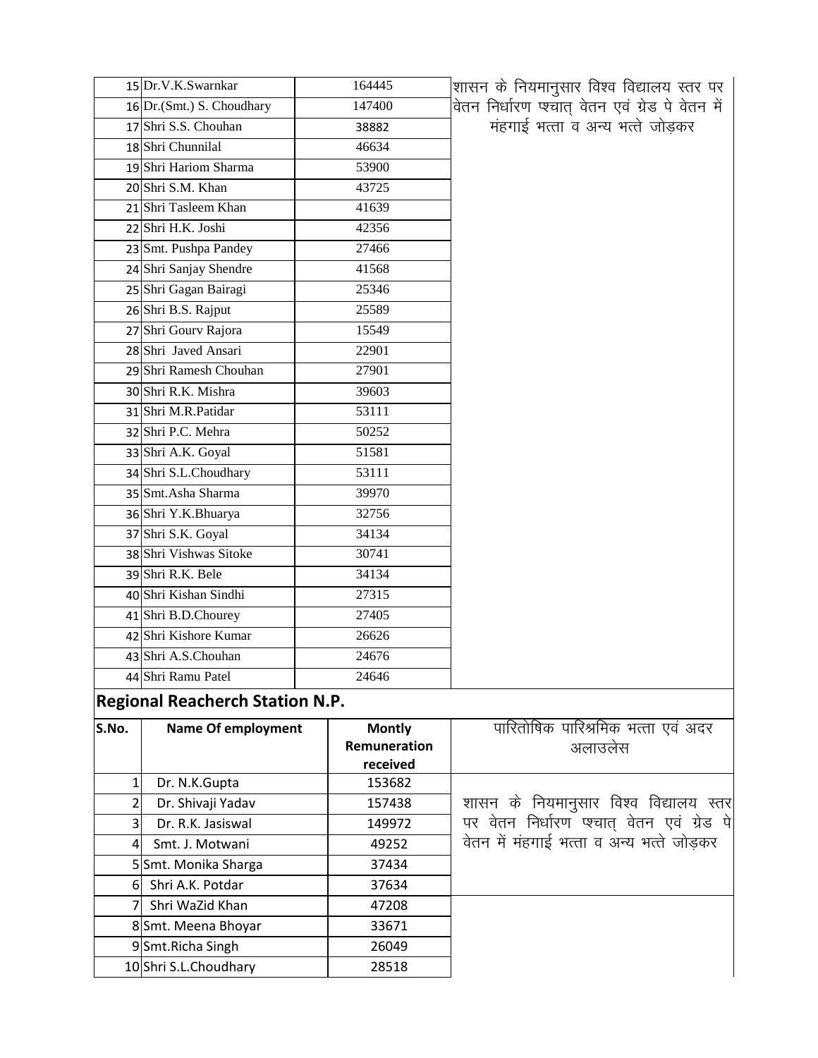| | | | |
|---|---|---|---|
| 15 | Dr.V.K.Swarnkar | 164445 | शासन के नियमानुसार विश्व विद्यालय स्तर पर वेतन निर्धारण प्श्चात् वेतन एवं ग्रेड पे वेतन में मंहगाई भत्ता व अन्य भत्ते जोड़कर |
| 16 | Dr.(Smt.) S. Choudhary | 147400 | |
| 17 | Shri S.S. Chouhan | 38882 | |
| 18 | Shri Chunnilal | 46634 | |
| 19 | Shri Hariom Sharma | 53900 | |
| 20 | Shri S.M. Khan | 43725 | |
| 21 | Shri Tasleem Khan | 41639 | |
| 22 | Shri H.K. Joshi | 42356 | |
| 23 | Smt. Pushpa Pandey | 27466 | |
| 24 | Shri Sanjay Shendre | 41568 | |
| 25 | Shri Gagan Bairagi | 25346 | |
| 26 | Shri B.S. Rajput | 25589 | |
| 27 | Shri Gourv Rajora | 15549 | |
| 28 | Shri Javed Ansari | 22901 | |
| 29 | Shri Ramesh Chouhan | 27901 | |
| 30 | Shri R.K. Mishra | 39603 | |
| 31 | Shri M.R.Patidar | 53111 | |
| 32 | Shri P.C. Mehra | 50252 | |
| 33 | Shri A.K. Goyal | 51581 | |
| 34 | Shri S.L.Choudhary | 53111 | |
| 35 | Smt.Asha Sharma | 39970 | |
| 36 | Shri Y.K.Bhuarya | 32756 | |
| 37 | Shri S.K. Goyal | 34134 | |
| 38 | Shri Vishwas Sitoke | 30741 | |
| 39 | Shri R.K. Bele | 34134 | |
| 40 | Shri Kishan Sindhi | 27315 | |
| 41 | Shri B.D.Chourey | 27405 | |
| 42 | Shri Kishore Kumar | 26626 | |
| 43 | Shri A.S.Chouhan | 24676 | |
| 44 | Shri Ramu Patel | 24646 | |

## Regional Reacherch Station N.P.

| S.No. | Name Of employment | Montly Remuneration received | पारितोषिक पारिश्रमिक भत्ता एवं अदर अलाउलेस |
|---|---|---|---|
| 1 | Dr. N.K.Gupta | 153682 | |
| 2 | Dr. Shivaji Yadav | 157438 | शासन के नियमानुसार विश्व विद्यालय स्तर पर वेतन निर्धारण प्श्चात् वेतन एवं ग्रेड पे वेतन में मंहगाई भत्ता व अन्य भत्ते जोड़कर |
| 3 | Dr. R.K. Jasiswal | 149972 | |
| 4 | Smt. J. Motwani | 49252 | |
| 5 | Smt. Monika Sharga | 37434 | |
| 6 | Shri A.K. Potdar | 37634 | |
| 7 | Shri WaZid Khan | 47208 | |
| 8 | Smt. Meena Bhoyar | 33671 | |
| 9 | Smt.Richa Singh | 26049 | |
| 10 | Shri S.L.Choudhary | 28518 | |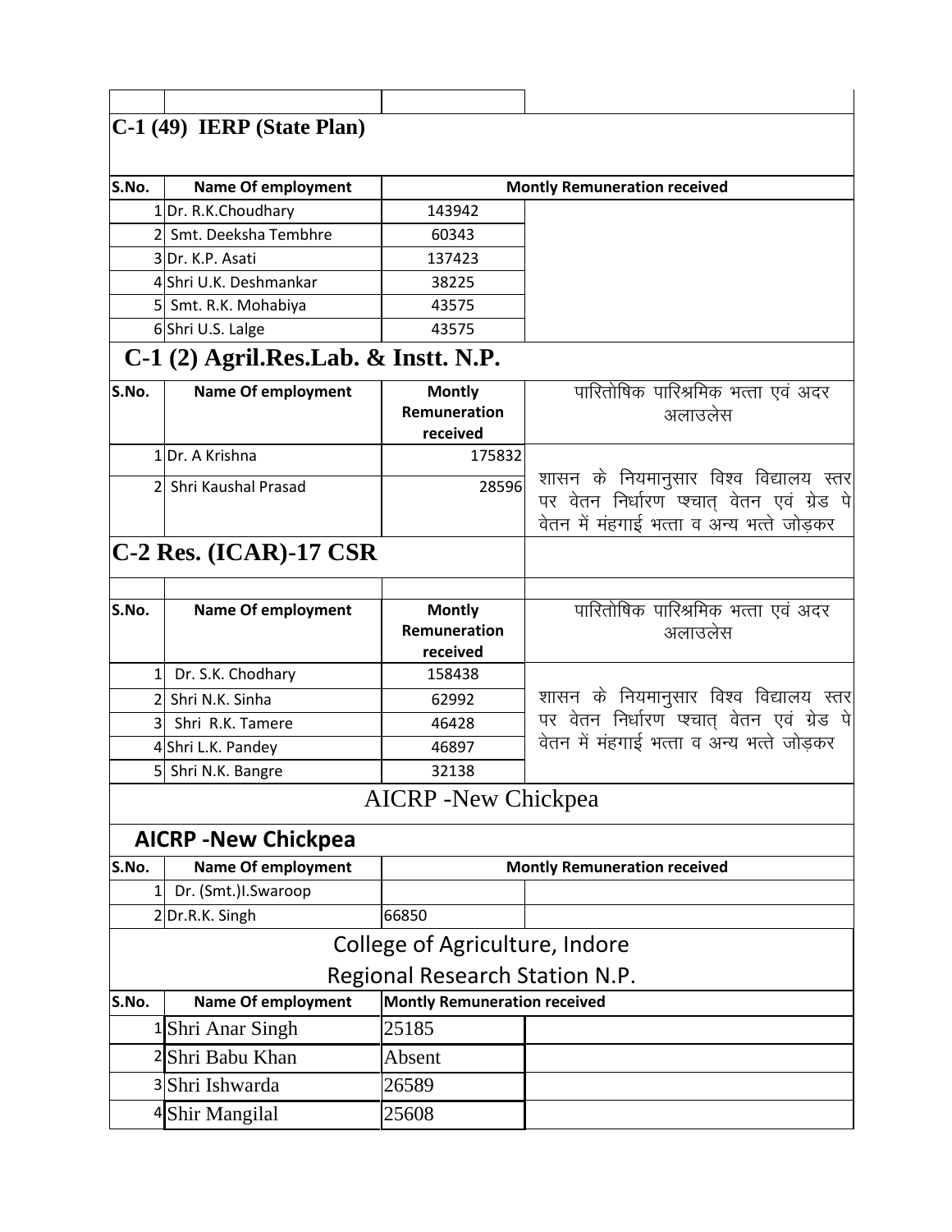## C-1 (49) IERP (State Plan)

| S.No. | Name Of employment | Montly Remuneration received | |
|---|---|---|---|
| 1 | Dr. R.K.Choudhary | 143942 | |
| 2 | Smt. Deeksha Tembhre | 60343 | |
| 3 | Dr. K.P. Asati | 137423 | |
| 4 | Shri U.K. Deshmankar | 38225 | |
| 5 | Smt. R.K. Mohabiya | 43575 | |
| 6 | Shri U.S. Lalge | 43575 | |

## C-1 (2) Agril.Res.Lab. & Instt. N.P.

| S.No. | Name Of employment | Montly Remuneration received | पारितोषिक पारिश्रमिक भत्ता एवं अदर अलाउलेस |
|---|---|---|---|
| 1 | Dr. A Krishna | 175832 | शासन के नियमानुसार विश्व विद्यालय स्तर पर वेतन निर्धारण पश्चात् वेतन एवं ग्रेड पे वेतन में मंहगाई भत्ता व अन्य भत्ते जोड़कर |
| 2 | Shri Kaushal Prasad | 28596 | |

## C-2 Res. (ICAR)-17 CSR

| S.No. | Name Of employment | Montly Remuneration received | पारितोषिक पारिश्रमिक भत्ता एवं अदर अलाउलेस |
|---|---|---|---|
| 1 | Dr. S.K. Chodhary | 158438 | शासन के नियमानुसार विश्व विद्यालय स्तर पर वेतन निर्धारण पश्चात् वेतन एवं ग्रेड पे वेतन में मंहगाई भत्ता व अन्य भत्ते जोड़कर |
| 2 | Shri N.K. Sinha | 62992 | |
| 3 | Shri R.K. Tamere | 46428 | |
| 4 | Shri L.K. Pandey | 46897 | |
| 5 | Shri N.K. Bangre | 32138 | |

## AICRP -New Chickpea

### AICRP -New Chickpea

| S.No. | Name Of employment | Montly Remuneration received | |
|---|---|---|---|
| 1 | Dr. (Smt.)I.Swaroop | | |
| 2 | Dr.R.K. Singh | 66850 | |

## College of Agriculture, Indore

## Regional Research Station N.P.

| S.No. | Name Of employment | Montly Remuneration received | |
|---|---|---|---|
| 1 | Shri Anar Singh | 25185 | |
| 2 | Shri Babu Khan | Absent | |
| 3 | Shri Ishwarda | 26589 | |
| 4 | Shir Mangilal | 25608 | |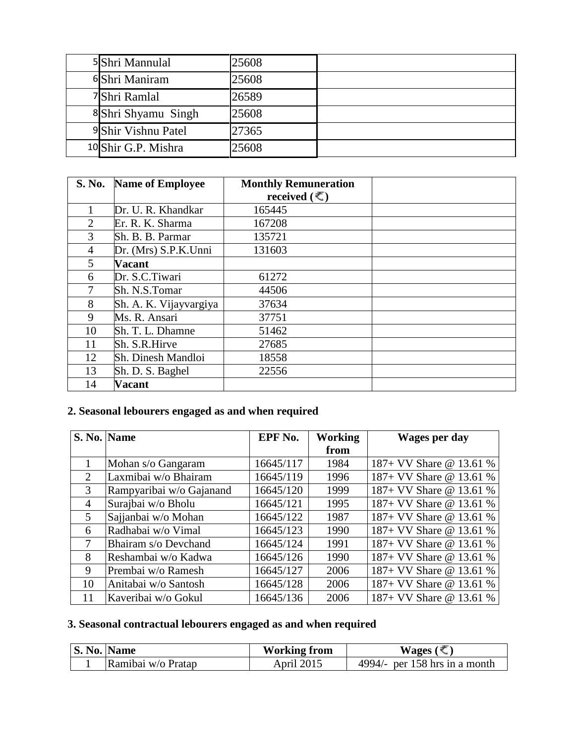| | | | |
|---|---|---|---|
| 5 | Shri Mannulal | 25608 | |
| 6 | Shri Maniram | 25608 | |
| 7 | Shri Ramlal | 26589 | |
| 8 | Shri Shyamu Singh | 25608 | |
| 9 | Shir Vishnu Patel | 27365 | |
| 10 | Shir G.P. Mishra | 25608 | |

| S. No. | Name of Employee | Monthly Remuneration received (₹) | |
|---|---|---|---|
| 1 | Dr. U. R. Khandkar | 165445 | |
| 2 | Er. R. K. Sharma | 167208 | |
| 3 | Sh. B. B. Parmar | 135721 | |
| 4 | Dr. (Mrs) S.P.K.Unni | 131603 | |
| 5 | **Vacant** | | |
| 6 | Dr. S.C.Tiwari | 61272 | |
| 7 | Sh. N.S.Tomar | 44506 | |
| 8 | Sh. A. K. Vijayvargiya | 37634 | |
| 9 | Ms. R. Ansari | 37751 | |
| 10 | Sh. T. L. Dhamne | 51462 | |
| 11 | Sh. S.R.Hirve | 27685 | |
| 12 | Sh. Dinesh Mandloi | 18558 | |
| 13 | Sh. D. S. Baghel | 22556 | |
| 14 | **Vacant** | | |

## 2. Seasonal lebourers engaged as and when required

| S. No. | Name | EPF No. | Working from | Wages per day |
|---|---|---|---|---|
| 1 | Mohan s/o Gangaram | 16645/117 | 1984 | 187+ VV Share @ 13.61 % |
| 2 | Laxmibai w/o Bhairam | 16645/119 | 1996 | 187+ VV Share @ 13.61 % |
| 3 | Rampyaribai w/o Gajanand | 16645/120 | 1999 | 187+ VV Share @ 13.61 % |
| 4 | Surajbai w/o Bholu | 16645/121 | 1995 | 187+ VV Share @ 13.61 % |
| 5 | Sajjanbai w/o Mohan | 16645/122 | 1987 | 187+ VV Share @ 13.61 % |
| 6 | Radhabai w/o Vimal | 16645/123 | 1990 | 187+ VV Share @ 13.61 % |
| 7 | Bhairam s/o Devchand | 16645/124 | 1991 | 187+ VV Share @ 13.61 % |
| 8 | Reshambai w/o Kadwa | 16645/126 | 1990 | 187+ VV Share @ 13.61 % |
| 9 | Prembai w/o Ramesh | 16645/127 | 2006 | 187+ VV Share @ 13.61 % |
| 10 | Anitabai w/o Santosh | 16645/128 | 2006 | 187+ VV Share @ 13.61 % |
| 11 | Kaveribai w/o Gokul | 16645/136 | 2006 | 187+ VV Share @ 13.61 % |

## 3. Seasonal contractual lebourers engaged as and when required

| S. No. | Name | Working from | Wages (₹) |
|---|---|---|---|
| 1 | Ramibai w/o Pratap | April 2015 | 4994/- per 158 hrs in a month |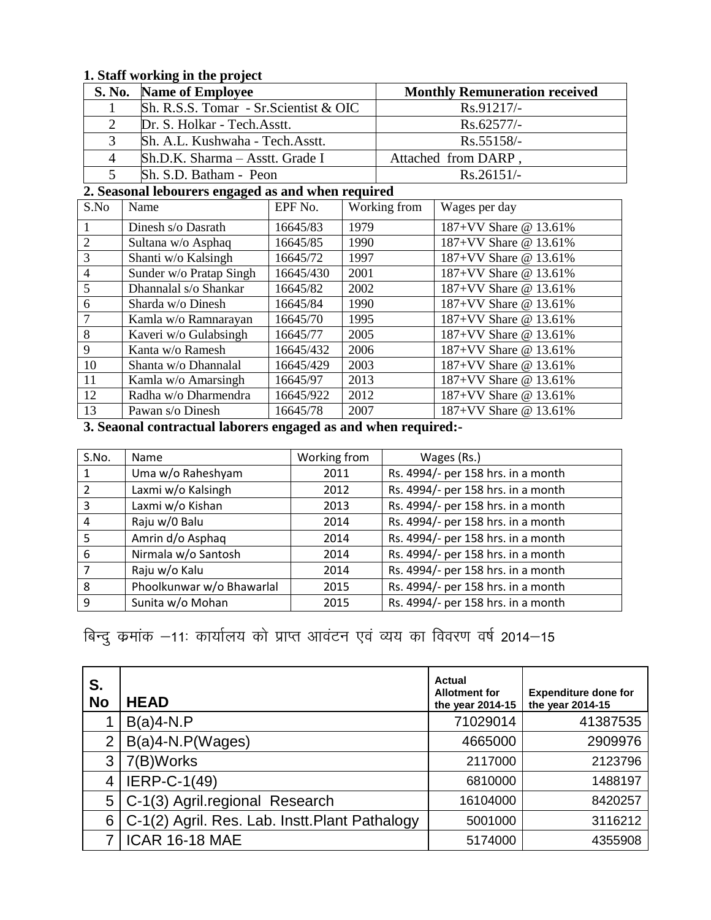**1. Staff working in the project**

| S. No. | Name of Employee | Monthly Remuneration received |
|---|---|---|
| 1 | Sh. R.S.S. Tomar - Sr.Scientist & OIC | Rs.91217/- |
| 2 | Dr. S. Holkar - Tech.Asstt. | Rs.62577/- |
| 3 | Sh. A.L. Kushwaha - Tech.Asstt. | Rs.55158/- |
| 4 | Sh.D.K. Sharma – Asstt. Grade I | Attached from DARP , |
| 5 | Sh. S.D. Batham - Peon | Rs.26151/- |

**2. Seasonal lebourers engaged as and when required**

| S.No | Name | EPF No. | Working from | Wages per day |
|---|---|---|---|---|
| 1 | Dinesh s/o Dasrath | 16645/83 | 1979 | 187+VV Share @ 13.61% |
| 2 | Sultana w/o Asphaq | 16645/85 | 1990 | 187+VV Share @ 13.61% |
| 3 | Shanti w/o Kalsingh | 16645/72 | 1997 | 187+VV Share @ 13.61% |
| 4 | Sunder w/o Pratap Singh | 16645/430 | 2001 | 187+VV Share @ 13.61% |
| 5 | Dhannalal s/o Shankar | 16645/82 | 2002 | 187+VV Share @ 13.61% |
| 6 | Sharda w/o Dinesh | 16645/84 | 1990 | 187+VV Share @ 13.61% |
| 7 | Kamla w/o Ramnarayan | 16645/70 | 1995 | 187+VV Share @ 13.61% |
| 8 | Kaveri w/o Gulabsingh | 16645/77 | 2005 | 187+VV Share @ 13.61% |
| 9 | Kanta w/o Ramesh | 16645/432 | 2006 | 187+VV Share @ 13.61% |
| 10 | Shanta w/o Dhannalal | 16645/429 | 2003 | 187+VV Share @ 13.61% |
| 11 | Kamla w/o Amarsingh | 16645/97 | 2013 | 187+VV Share @ 13.61% |
| 12 | Radha w/o Dharmendra | 16645/922 | 2012 | 187+VV Share @ 13.61% |
| 13 | Pawan s/o Dinesh | 16645/78 | 2007 | 187+VV Share @ 13.61% |

**3. Seaonal contractual laborers engaged as and when required:-**

| S.No. | Name | Working from | Wages (Rs.) |
|---|---|---|---|
| 1 | Uma w/o Raheshyam | 2011 | Rs. 4994/- per 158 hrs. in a month |
| 2 | Laxmi w/o Kalsingh | 2012 | Rs. 4994/- per 158 hrs. in a month |
| 3 | Laxmi w/o Kishan | 2013 | Rs. 4994/- per 158 hrs. in a month |
| 4 | Raju w/0 Balu | 2014 | Rs. 4994/- per 158 hrs. in a month |
| 5 | Amrin d/o Asphaq | 2014 | Rs. 4994/- per 158 hrs. in a month |
| 6 | Nirmala w/o Santosh | 2014 | Rs. 4994/- per 158 hrs. in a month |
| 7 | Raju w/o Kalu | 2014 | Rs. 4994/- per 158 hrs. in a month |
| 8 | Phoolkunwar w/o Bhawarlal | 2015 | Rs. 4994/- per 158 hrs. in a month |
| 9 | Sunita w/o Mohan | 2015 | Rs. 4994/- per 158 hrs. in a month |

बिन्दु क्रमांक –11: कार्यालय को प्राप्त आवंटन एवं व्यय का विवरण वर्ष 2014–15

| S. No | HEAD | Actual Allotment for the year 2014-15 | Expenditure done for the year 2014-15 |
|---|---|---|---|
| 1 | B(a)4-N.P | 71029014 | 41387535 |
| 2 | B(a)4-N.P(Wages) | 4665000 | 2909976 |
| 3 | 7(B)Works | 2117000 | 2123796 |
| 4 | IERP-C-1(49) | 6810000 | 1488197 |
| 5 | C-1(3) Agril.regional Research | 16104000 | 8420257 |
| 6 | C-1(2) Agril. Res. Lab. Instt.Plant Pathalogy | 5001000 | 3116212 |
| 7 | ICAR 16-18 MAE | 5174000 | 4355908 |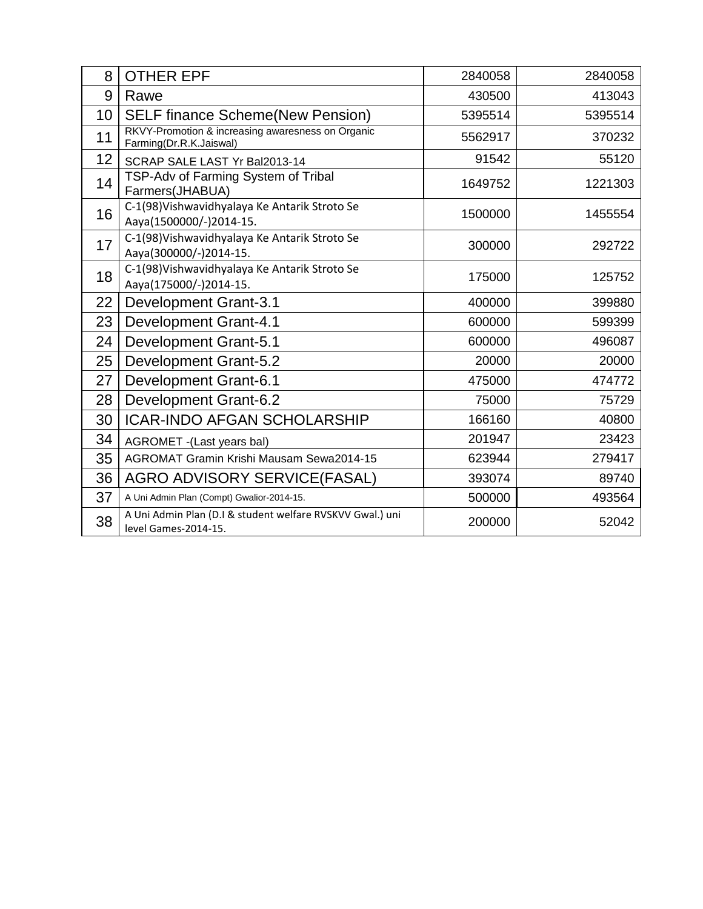| | | | |
|---|---|---|---|
| 8 | OTHER EPF | 2840058 | 2840058 |
| 9 | Rawe | 430500 | 413043 |
| 10 | SELF finance Scheme(New Pension) | 5395514 | 5395514 |
| 11 | RKVY-Promotion & increasing awaresness on Organic Farming(Dr.R.K.Jaiswal) | 5562917 | 370232 |
| 12 | SCRAP SALE LAST Yr Bal2013-14 | 91542 | 55120 |
| 14 | TSP-Adv of Farming System of Tribal Farmers(JHABUA) | 1649752 | 1221303 |
| 16 | C-1(98)Vishwavidhyalaya Ke Antarik Stroto Se Aaya(1500000/-)2014-15. | 1500000 | 1455554 |
| 17 | C-1(98)Vishwavidhyalaya Ke Antarik Stroto Se Aaya(300000/-)2014-15. | 300000 | 292722 |
| 18 | C-1(98)Vishwavidhyalaya Ke Antarik Stroto Se Aaya(175000/-)2014-15. | 175000 | 125752 |
| 22 | Development Grant-3.1 | 400000 | 399880 |
| 23 | Development Grant-4.1 | 600000 | 599399 |
| 24 | Development Grant-5.1 | 600000 | 496087 |
| 25 | Development Grant-5.2 | 20000 | 20000 |
| 27 | Development Grant-6.1 | 475000 | 474772 |
| 28 | Development Grant-6.2 | 75000 | 75729 |
| 30 | ICAR-INDO AFGAN SCHOLARSHIP | 166160 | 40800 |
| 34 | AGROMET -(Last years bal) | 201947 | 23423 |
| 35 | AGROMAT Gramin Krishi Mausam Sewa2014-15 | 623944 | 279417 |
| 36 | AGRO ADVISORY SERVICE(FASAL) | 393074 | 89740 |
| 37 | A Uni Admin Plan (Compt) Gwalior-2014-15. | 500000 | 493564 |
| 38 | A Uni Admin Plan (D.I & student welfare RVSKVV Gwal.) uni level Games-2014-15. | 200000 | 52042 |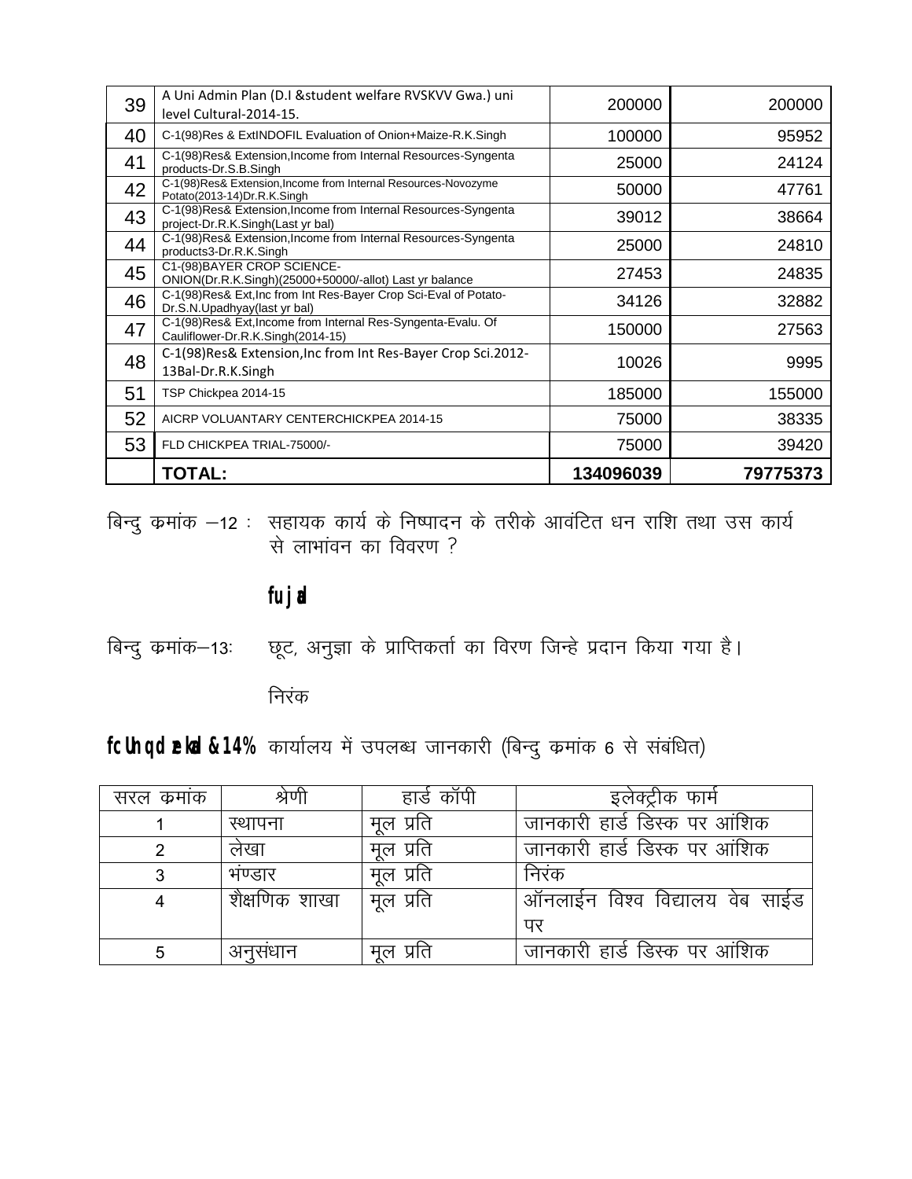| 39 | A Uni Admin Plan (D.I &student welfare RVSKVV Gwa.) uni level Cultural-2014-15. | 200000 | 200000 |
|---|---|---|---|
| 40 | C-1(98)Res & ExtINDOFIL Evaluation of Onion+Maize-R.K.Singh | 100000 | 95952 |
| 41 | C-1(98)Res& Extension,Income from Internal Resources-Syngenta products-Dr.S.B.Singh | 25000 | 24124 |
| 42 | C-1(98)Res& Extension,Income from Internal Resources-Novozyme Potato(2013-14)Dr.R.K.Singh | 50000 | 47761 |
| 43 | C-1(98)Res& Extension,Income from Internal Resources-Syngenta project-Dr.R.K.Singh(Last yr bal) | 39012 | 38664 |
| 44 | C-1(98)Res& Extension,Income from Internal Resources-Syngenta products3-Dr.R.K.Singh | 25000 | 24810 |
| 45 | C1-(98)BAYER CROP SCIENCE-ONION(Dr.R.K.Singh)(25000+50000/-allot) Last yr balance | 27453 | 24835 |
| 46 | C-1(98)Res& Ext,Inc from Int Res-Bayer Crop Sci-Eval of Potato-Dr.S.N.Upadhyay(last yr bal) | 34126 | 32882 |
| 47 | C-1(98)Res& Ext,Income from Internal Res-Syngenta-Evalu. Of Cauliflower-Dr.R.K.Singh(2014-15) | 150000 | 27563 |
| 48 | C-1(98)Res& Extension,Inc from Int Res-Bayer Crop Sci.2012-13Bal-Dr.R.K.Singh | 10026 | 9995 |
| 51 | TSP Chickpea 2014-15 | 185000 | 155000 |
| 52 | AICRP VOLUANTARY CENTERCHICKPEA 2014-15 | 75000 | 38335 |
| 53 | FLD CHICKPEA TRIAL-75000/- | 75000 | 39420 |
| | **TOTAL:** | **134096039** | **79775373** |

बिन्दु क्रमांक –12 : सहायक कार्य के निष्पादन के तरीके आवंटित धन राशि तथा उस कार्य से लाभांवन का विवरण ?

**fujad**

बिन्दु क्रमांक–13: छूट, अनुज्ञा के प्राप्तिकर्ता का विरण जिन्हे प्रदान किया गया है।

निरंक

**fcUnq dzekad &14%** कार्यालय में उपलब्ध जानकारी (बिन्दु क्रमांक 6 से संबंधित)

| सरल क्रमांक | श्रेणी | हार्ड कॉपी | इलेक्ट्रीक फार्म |
|---|---|---|---|
| 1 | स्थापना | मूल प्रति | जानकारी हार्ड डिस्क पर आंशिक |
| 2 | लेखा | मूल प्रति | जानकारी हार्ड डिस्क पर आंशिक |
| 3 | भंण्डार | मूल प्रति | निरंक |
| 4 | शैक्षणिक शाखा | मूल प्रति | ऑनलाईन विश्व विद्यालय वेब साईड पर |
| 5 | अनुसंधान | मूल प्रति | जानकारी हार्ड डिस्क पर आंशिक |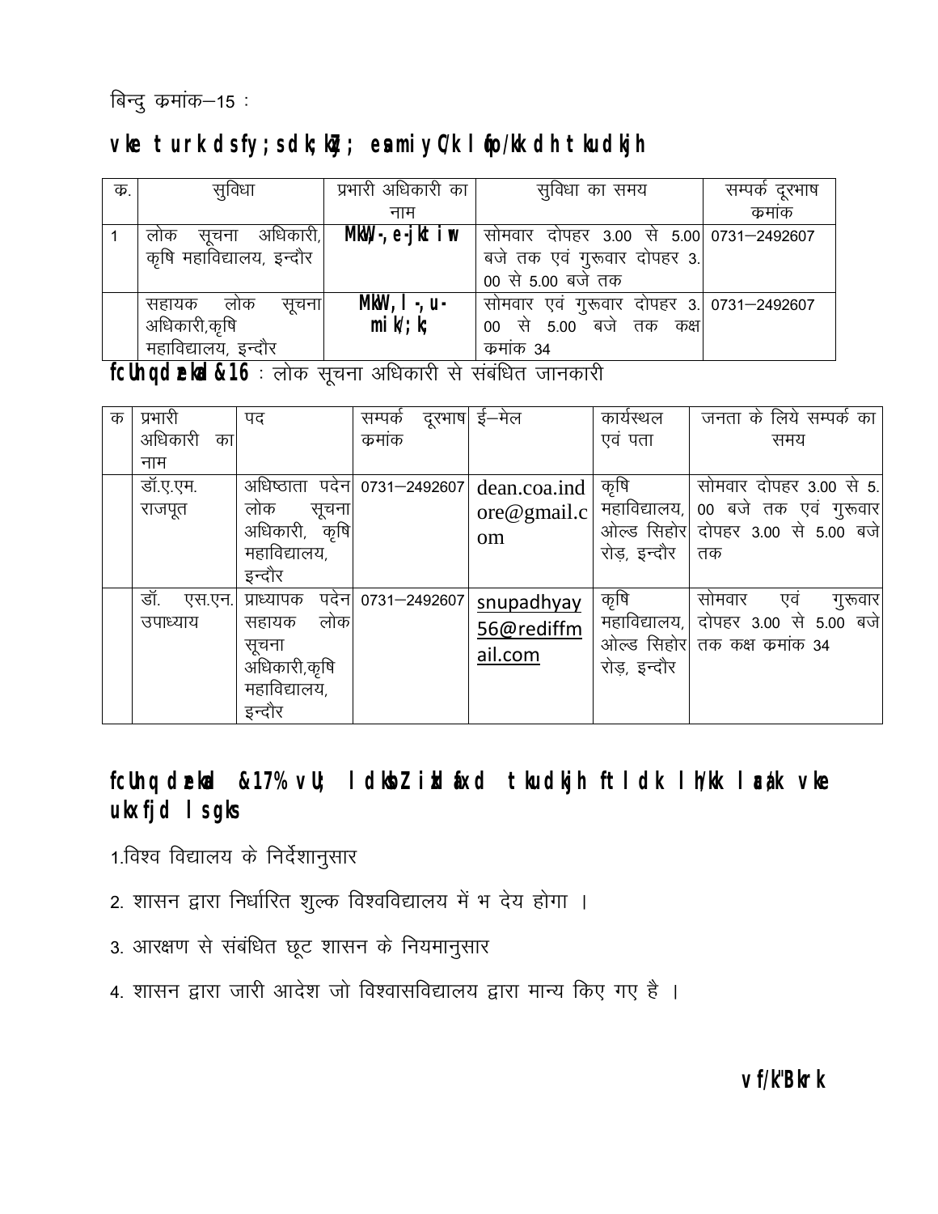बिन्दु क्रमांक–15 :

**vke turk dsfy; sdk;kZy; eamiyC/k lqfo/kk dh tkudkjh**

| क्र. | सुविधा | प्रभारी अधिकारी का नाम | सुविधा का समय | सम्पर्क दूरभाष क्रमांक |
|---|---|---|---|---|
| 1 | लोक सूचना अधिकारी, कृषि महाविद्यालय, इन्दौर | **MkW-,e-jktiwr** | सोमवार दोपहर 3.00 से 5.00 बजे तक एवं गुरूवार दोपहर 3.00 से 5.00 बजे तक | 0731–2492607 |
| | सहायक लोक सूचना अधिकारी,कृषि महाविद्यालय, इन्दौर | **MkW,l-,u- mik/;k;** | सोमवार एवं गुरूवार दोपहर 3.00 से 5.00 बजे तक कक्ष क्रमांक 34 | 0731–2492607 |

**fcUnq dzekad &16** : लोक सूचना अधिकारी से संबंधित जानकारी

| क | प्रभारी अधिकारी का नाम | पद | सम्पर्क दूरभाष क्रमांक | ई–मेल | कार्यस्थल एवं पता | जनता के लिये सम्पर्क का समय |
|---|---|---|---|---|---|---|
| | डॉ.ए.एम. राजपूत | अधिष्ठाता पदेन लोक सूचना अधिकारी, कृषि महाविद्यालय, इन्दौर | 0731–2492607 | dean.coa.indore@gmail.com | कृषि महाविद्यालय, ओल्ड सिहोर रोड़, इन्दौर | सोमवार दोपहर 3.00 से 5.00 बजे तक एवं गुरूवार दोपहर 3.00 से 5.00 बजे तक |
| | डॉ. एस.एन. उपाध्याय | प्राध्यापक पदेन सहायक लोक सूचना अधिकारी,कृषि महाविद्यालय, इन्दौर | 0731–2492607 | snupadhyay56@rediffmail.com | कृषि महाविद्यालय, ओल्ड सिहोर रोड़, इन्दौर | सोमवार एवं गुरूवार दोपहर 3.00 से 5.00 बजे तक कक्ष क्रमांक 34 |

**fcUnq dzekad &17% vU; ldkoZ ikl fxd tkudkjh ftldk lh/kk laca/k vke ukxfjd lsgks**

1.विश्व विद्यालय के निर्देशानुसार

2. शासन द्वारा निर्धारित शुल्क विश्वविद्यालय में भ देय होगा ।

3. आरक्षण से संबंधित छूट शासन के नियमानुसार

4. शासन द्वारा जारी आदेश जो विश्वासविद्यालय द्वारा मान्य किए गए है ।

**vf/k"Bkrk**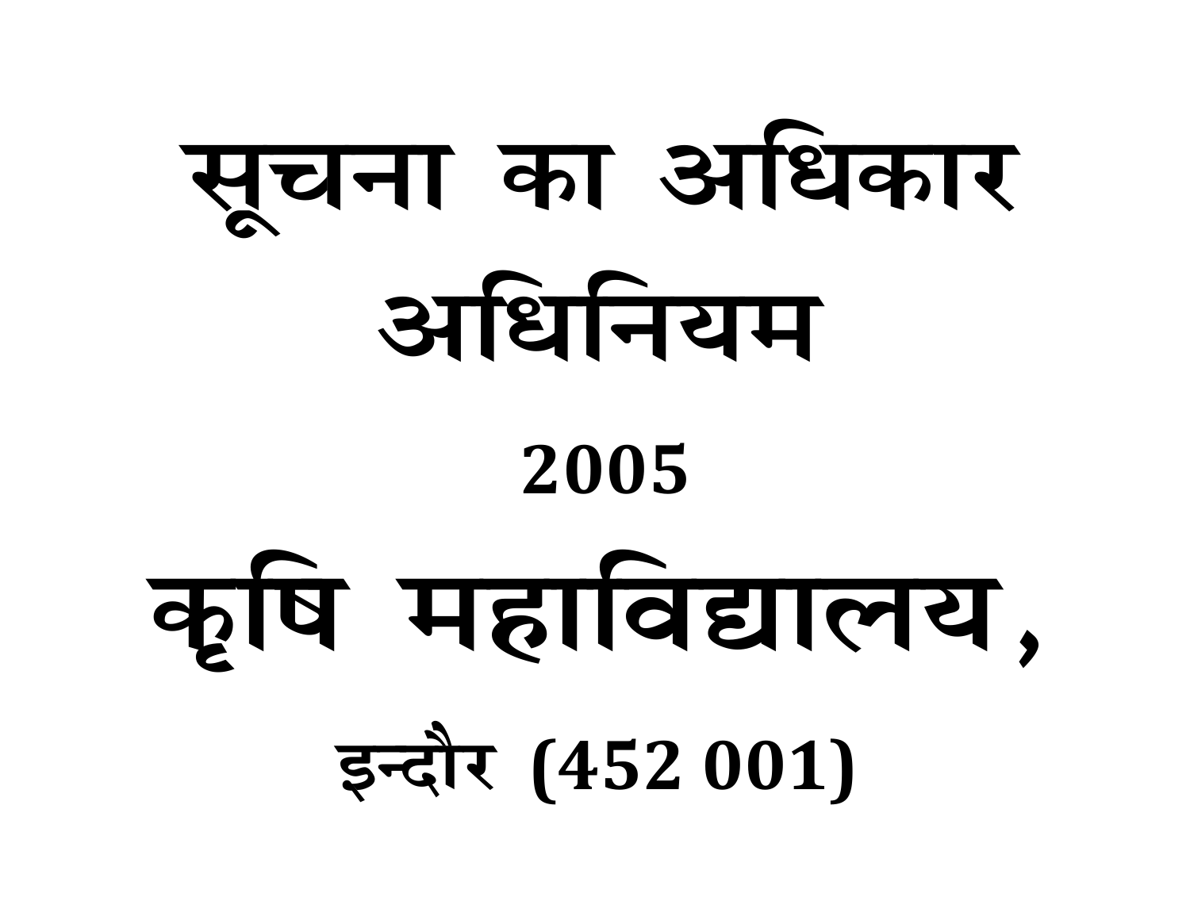# सूचना का अधिकार अधिनियम

# 2005

# कृषि महाविद्यालय,

## इन्दौर (452 001)